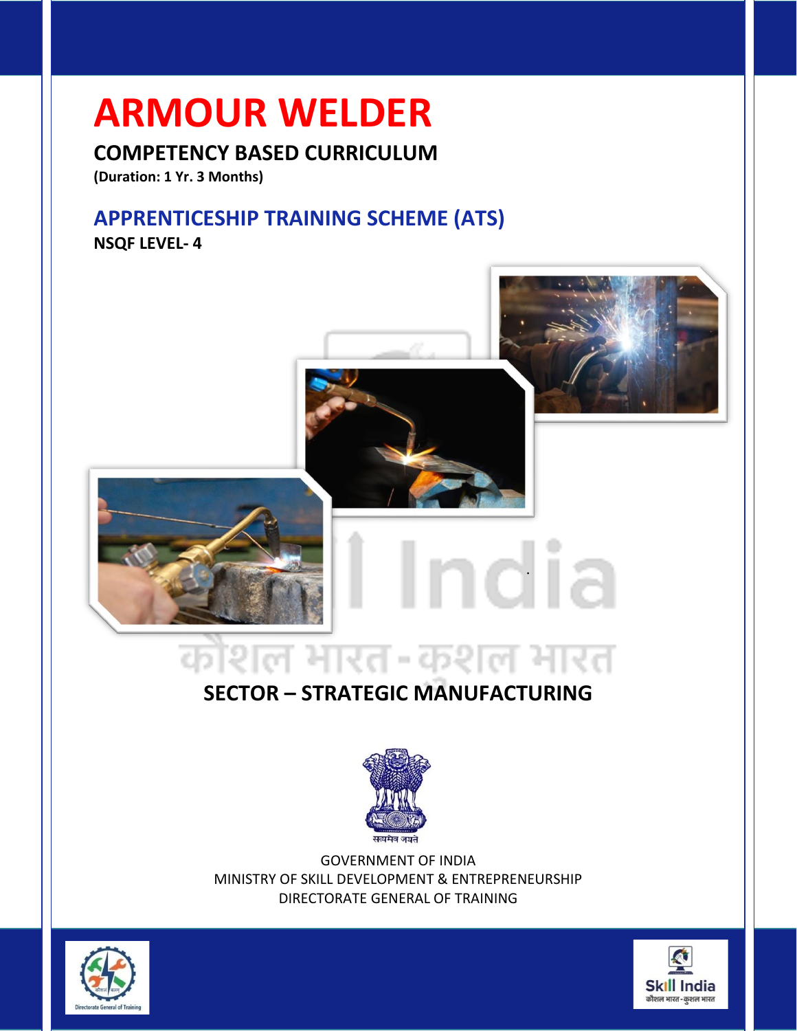# ARMOUR WELDER

## COMPETENCY BASED CURRICULUM

**(Duration: 1 Yr. 3 Months)**

## APPRENTICESHIP TRAINING SCHEME (ATS)

**NSQF LEVEL- 4**

## SECTOR – STRATEGIC MANUFACTURING

GOVERNMENT OF INDIA
MINISTRY OF SKILL DEVELOPMENT & ENTREPRENEURSHIP
DIRECTORATE GENERAL OF TRAINING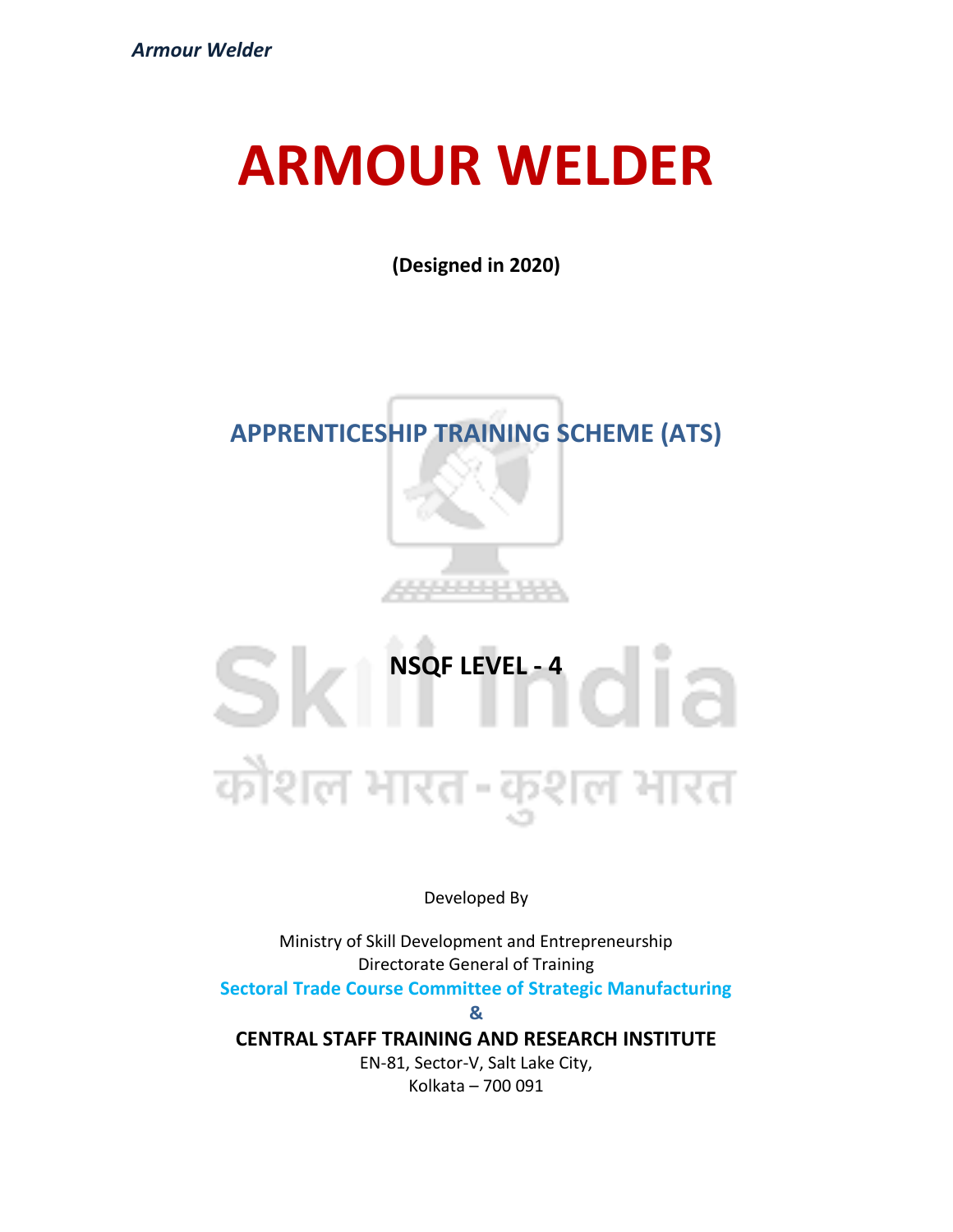# ARMOUR WELDER

**(Designed in 2020)**

## APPRENTICESHIP TRAINING SCHEME (ATS)

## NSQF LEVEL - 4

Developed By

Ministry of Skill Development and Entrepreneurship

Directorate General of Training

**Sectoral Trade Course Committee of Strategic Manufacturing**

**&**

**CENTRAL STAFF TRAINING AND RESEARCH INSTITUTE**

EN-81, Sector-V, Salt Lake City,

Kolkata – 700 091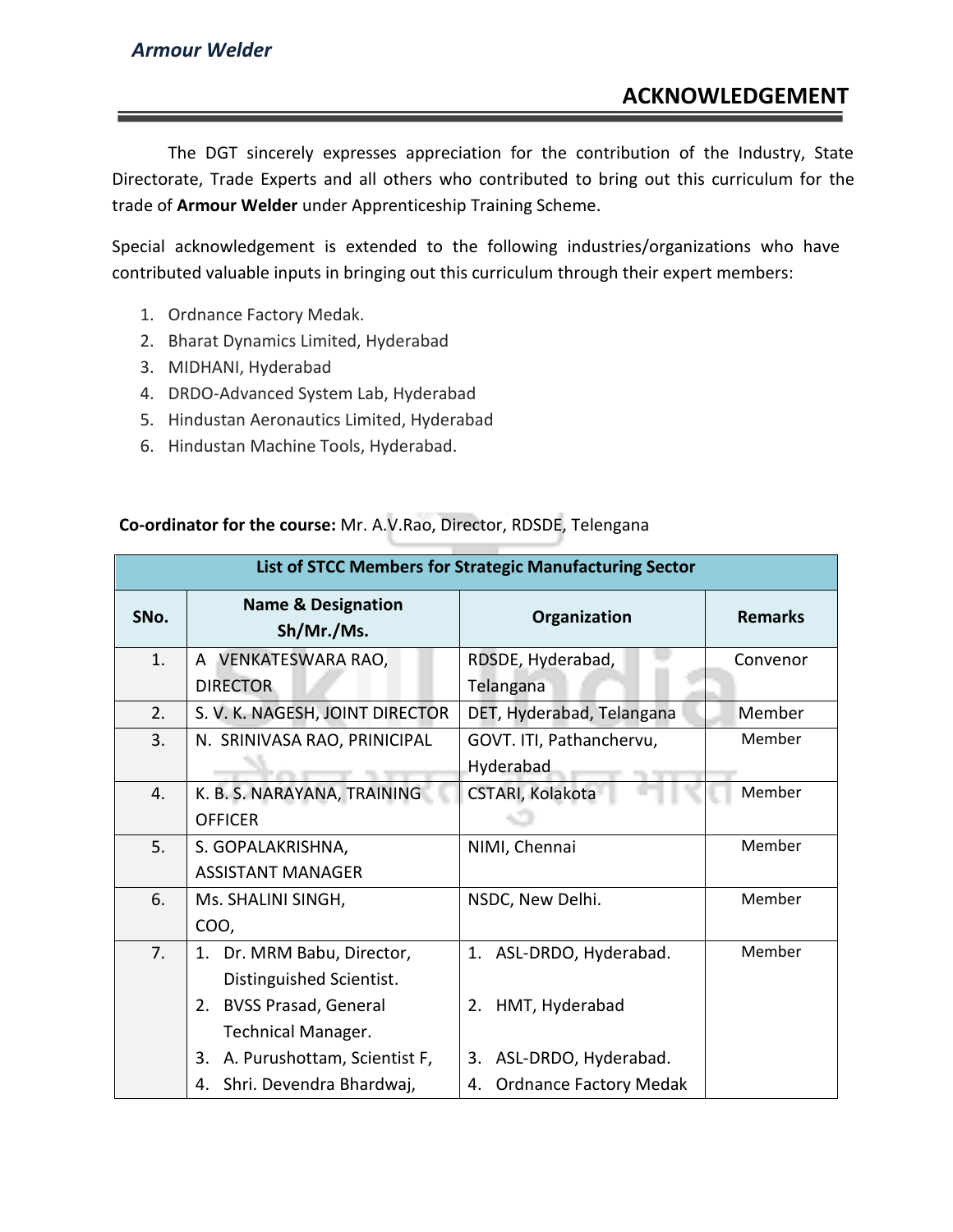## ACKNOWLEDGEMENT

The DGT sincerely expresses appreciation for the contribution of the Industry, State Directorate, Trade Experts and all others who contributed to bring out this curriculum for the trade of **Armour Welder** under Apprenticeship Training Scheme.

Special acknowledgement is extended to the following industries/organizations who have contributed valuable inputs in bringing out this curriculum through their expert members:

1. Ordnance Factory Medak.
2. Bharat Dynamics Limited, Hyderabad
3. MIDHANI, Hyderabad
4. DRDO-Advanced System Lab, Hyderabad
5. Hindustan Aeronautics Limited, Hyderabad
6. Hindustan Machine Tools, Hyderabad.

**Co-ordinator for the course:** Mr. A.V.Rao, Director, RDSDE, Telengana

| **List of STCC Members for Strategic Manufacturing Sector** | | | |
|---|---|---|---|
| **SNo.** | **Name & Designation Sh/Mr./Ms.** | **Organization** | **Remarks** |
| 1. | A VENKATESWARA RAO, DIRECTOR | RDSDE, Hyderabad, Telangana | Convenor |
| 2. | S. V. K. NAGESH, JOINT DIRECTOR | DET, Hyderabad, Telangana | Member |
| 3. | N. SRINIVASA RAO, PRINICIPAL | GOVT. ITI, Pathanchervu, Hyderabad | Member |
| 4. | K. B. S. NARAYANA, TRAINING OFFICER | CSTARI, Kolakota | Member |
| 5. | S. GOPALAKRISHNA, ASSISTANT MANAGER | NIMI, Chennai | Member |
| 6. | Ms. SHALINI SINGH, COO, | NSDC, New Delhi. | Member |
| 7. | 1. Dr. MRM Babu, Director, Distinguished Scientist.<br>2. BVSS Prasad, General Technical Manager.<br>3. A. Purushottam, Scientist F,<br>4. Shri. Devendra Bhardwaj, | 1. ASL-DRDO, Hyderabad.<br>2. HMT, Hyderabad<br>3. ASL-DRDO, Hyderabad.<br>4. Ordnance Factory Medak | Member |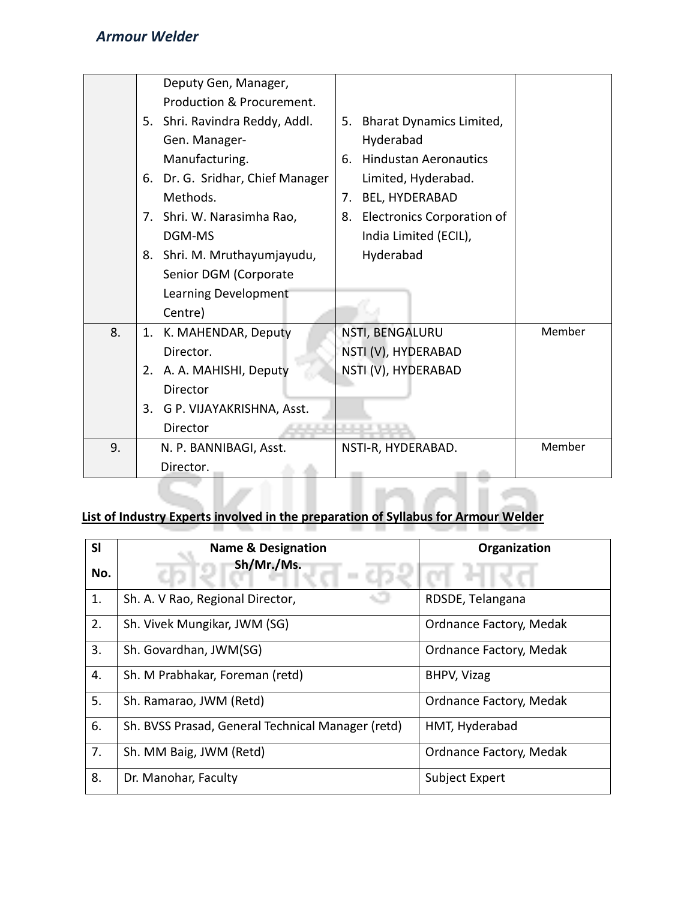| | | | |
|---|---|---|---|
| | Deputy Gen, Manager, Production & Procurement.<br>5. Shri. Ravindra Reddy, Addl. Gen. Manager-Manufacturing.<br>6. Dr. G. Sridhar, Chief Manager Methods.<br>7. Shri. W. Narasimha Rao, DGM-MS<br>8. Shri. M. Mruthayumjayudu, Senior DGM (Corporate Learning Development Centre) | 5. Bharat Dynamics Limited, Hyderabad<br>6. Hindustan Aeronautics Limited, Hyderabad.<br>7. BEL, HYDERABAD<br>8. Electronics Corporation of India Limited (ECIL), Hyderabad | |
| 8. | 1. K. MAHENDAR, Deputy Director.<br>2. A. A. MAHISHI, Deputy Director<br>3. G P. VIJAYAKRISHNA, Asst. Director | NSTI, BENGALURU<br>NSTI (V), HYDERABAD<br>NSTI (V), HYDERABAD | Member |
| 9. | N. P. BANNIBAGI, Asst. Director. | NSTI-R, HYDERABAD. | Member |

**List of Industry Experts involved in the preparation of Syllabus for Armour Welder**

| Sl No. | Name & Designation Sh/Mr./Ms. | Organization |
|---|---|---|
| 1. | Sh. A. V Rao, Regional Director, | RDSDE, Telangana |
| 2. | Sh. Vivek Mungikar, JWM (SG) | Ordnance Factory, Medak |
| 3. | Sh. Govardhan, JWM(SG) | Ordnance Factory, Medak |
| 4. | Sh. M Prabhakar, Foreman (retd) | BHPV, Vizag |
| 5. | Sh. Ramarao, JWM (Retd) | Ordnance Factory, Medak |
| 6. | Sh. BVSS Prasad, General Technical Manager (retd) | HMT, Hyderabad |
| 7. | Sh. MM Baig, JWM (Retd) | Ordnance Factory, Medak |
| 8. | Dr. Manohar, Faculty | Subject Expert |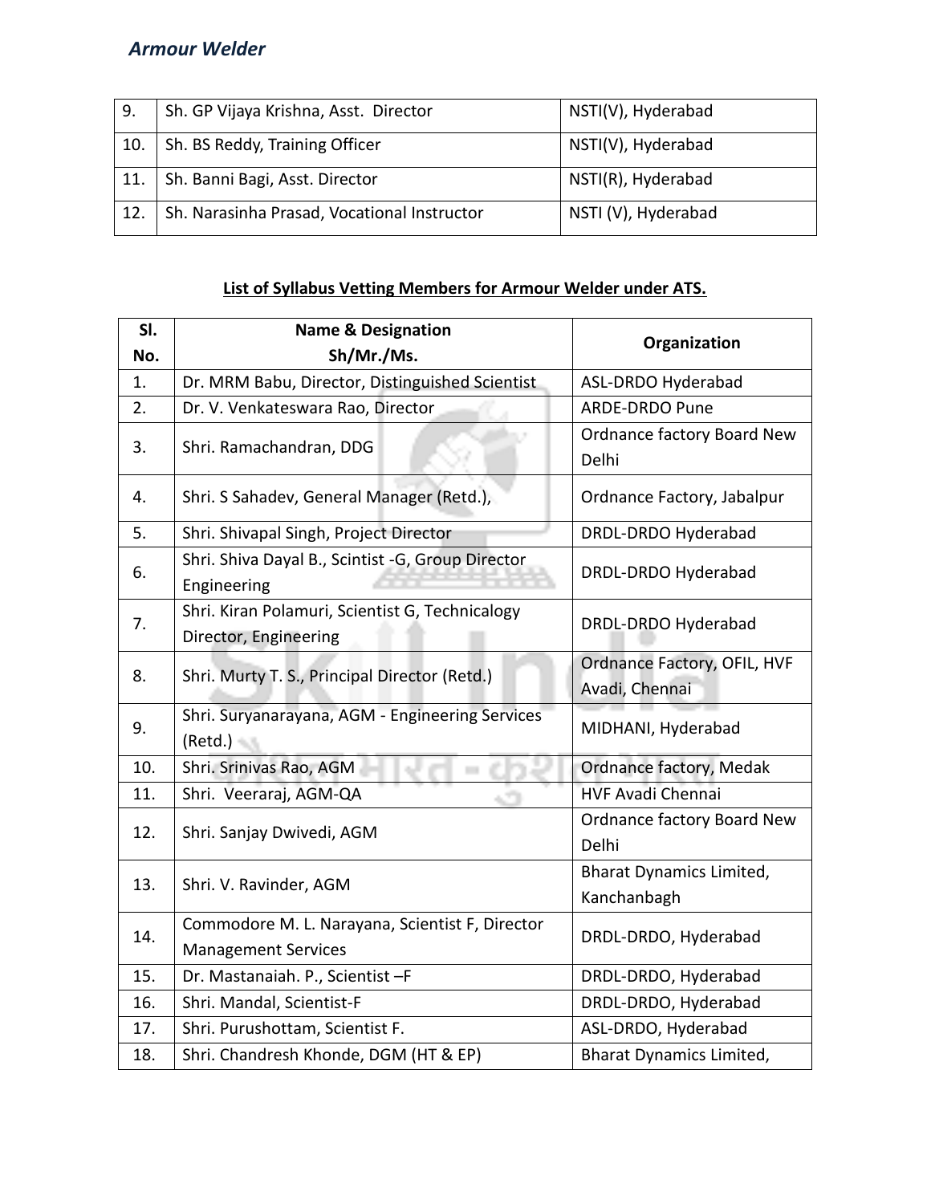| 9. | Sh. GP Vijaya Krishna, Asst. Director | NSTI(V), Hyderabad |
|---|---|---|
| 10. | Sh. BS Reddy, Training Officer | NSTI(V), Hyderabad |
| 11. | Sh. Banni Bagi, Asst. Director | NSTI(R), Hyderabad |
| 12. | Sh. Narasinha Prasad, Vocational Instructor | NSTI (V), Hyderabad |

**List of Syllabus Vetting Members for Armour Welder under ATS.**

| Sl. No. | Name & Designation Sh/Mr./Ms. | Organization |
|---|---|---|
| 1. | Dr. MRM Babu, Director, Distinguished Scientist | ASL-DRDO Hyderabad |
| 2. | Dr. V. Venkateswara Rao, Director | ARDE-DRDO Pune |
| 3. | Shri. Ramachandran, DDG | Ordnance factory Board New Delhi |
| 4. | Shri. S Sahadev, General Manager (Retd.), | Ordnance Factory, Jabalpur |
| 5. | Shri. Shivapal Singh, Project Director | DRDL-DRDO Hyderabad |
| 6. | Shri. Shiva Dayal B., Scintist -G, Group Director Engineering | DRDL-DRDO Hyderabad |
| 7. | Shri. Kiran Polamuri, Scientist G, Technicalogy Director, Engineering | DRDL-DRDO Hyderabad |
| 8. | Shri. Murty T. S., Principal Director (Retd.) | Ordnance Factory, OFIL, HVF Avadi, Chennai |
| 9. | Shri. Suryanarayana, AGM - Engineering Services (Retd.) | MIDHANI, Hyderabad |
| 10. | Shri. Srinivas Rao, AGM | Ordnance factory, Medak |
| 11. | Shri. Veeraraj, AGM-QA | HVF Avadi Chennai |
| 12. | Shri. Sanjay Dwivedi, AGM | Ordnance factory Board New Delhi |
| 13. | Shri. V. Ravinder, AGM | Bharat Dynamics Limited, Kanchanbagh |
| 14. | Commodore M. L. Narayana, Scientist F, Director Management Services | DRDL-DRDO, Hyderabad |
| 15. | Dr. Mastanaiah. P., Scientist –F | DRDL-DRDO, Hyderabad |
| 16. | Shri. Mandal, Scientist-F | DRDL-DRDO, Hyderabad |
| 17. | Shri. Purushottam, Scientist F. | ASL-DRDO, Hyderabad |
| 18. | Shri. Chandresh Khonde, DGM (HT & EP) | Bharat Dynamics Limited, |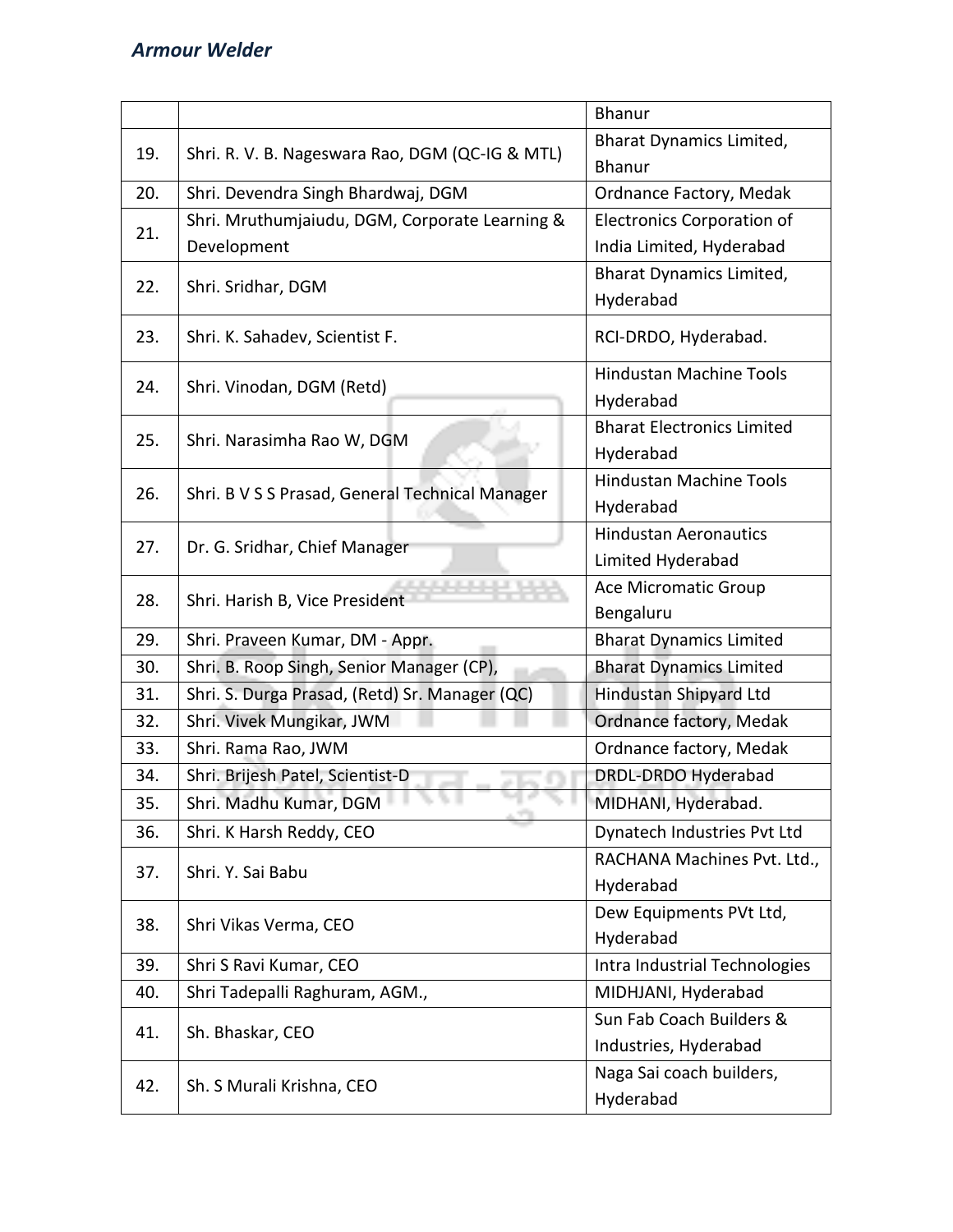| | | |
|---|---|---|
| | | Bhanur |
| 19. | Shri. R. V. B. Nageswara Rao, DGM (QC-IG & MTL) | Bharat Dynamics Limited, Bhanur |
| 20. | Shri. Devendra Singh Bhardwaj, DGM | Ordnance Factory, Medak |
| 21. | Shri. Mruthumjaiudu, DGM, Corporate Learning & Development | Electronics Corporation of India Limited, Hyderabad |
| 22. | Shri. Sridhar, DGM | Bharat Dynamics Limited, Hyderabad |
| 23. | Shri. K. Sahadev, Scientist F. | RCI-DRDO, Hyderabad. |
| 24. | Shri. Vinodan, DGM (Retd) | Hindustan Machine Tools Hyderabad |
| 25. | Shri. Narasimha Rao W, DGM | Bharat Electronics Limited Hyderabad |
| 26. | Shri. B V S S Prasad, General Technical Manager | Hindustan Machine Tools Hyderabad |
| 27. | Dr. G. Sridhar, Chief Manager | Hindustan Aeronautics Limited Hyderabad |
| 28. | Shri. Harish B, Vice President | Ace Micromatic Group Bengaluru |
| 29. | Shri. Praveen Kumar, DM - Appr. | Bharat Dynamics Limited |
| 30. | Shri. B. Roop Singh, Senior Manager (CP), | Bharat Dynamics Limited |
| 31. | Shri. S. Durga Prasad, (Retd) Sr. Manager (QC) | Hindustan Shipyard Ltd |
| 32. | Shri. Vivek Mungikar, JWM | Ordnance factory, Medak |
| 33. | Shri. Rama Rao, JWM | Ordnance factory, Medak |
| 34. | Shri. Brijesh Patel, Scientist-D | DRDL-DRDO Hyderabad |
| 35. | Shri. Madhu Kumar, DGM | MIDHANI, Hyderabad. |
| 36. | Shri. K Harsh Reddy, CEO | Dynatech Industries Pvt Ltd |
| 37. | Shri. Y. Sai Babu | RACHANA Machines Pvt. Ltd., Hyderabad |
| 38. | Shri Vikas Verma, CEO | Dew Equipments PVt Ltd, Hyderabad |
| 39. | Shri S Ravi Kumar, CEO | Intra Industrial Technologies |
| 40. | Shri Tadepalli Raghuram, AGM., | MIDHJANI, Hyderabad |
| 41. | Sh. Bhaskar, CEO | Sun Fab Coach Builders & Industries, Hyderabad |
| 42. | Sh. S Murali Krishna, CEO | Naga Sai coach builders, Hyderabad |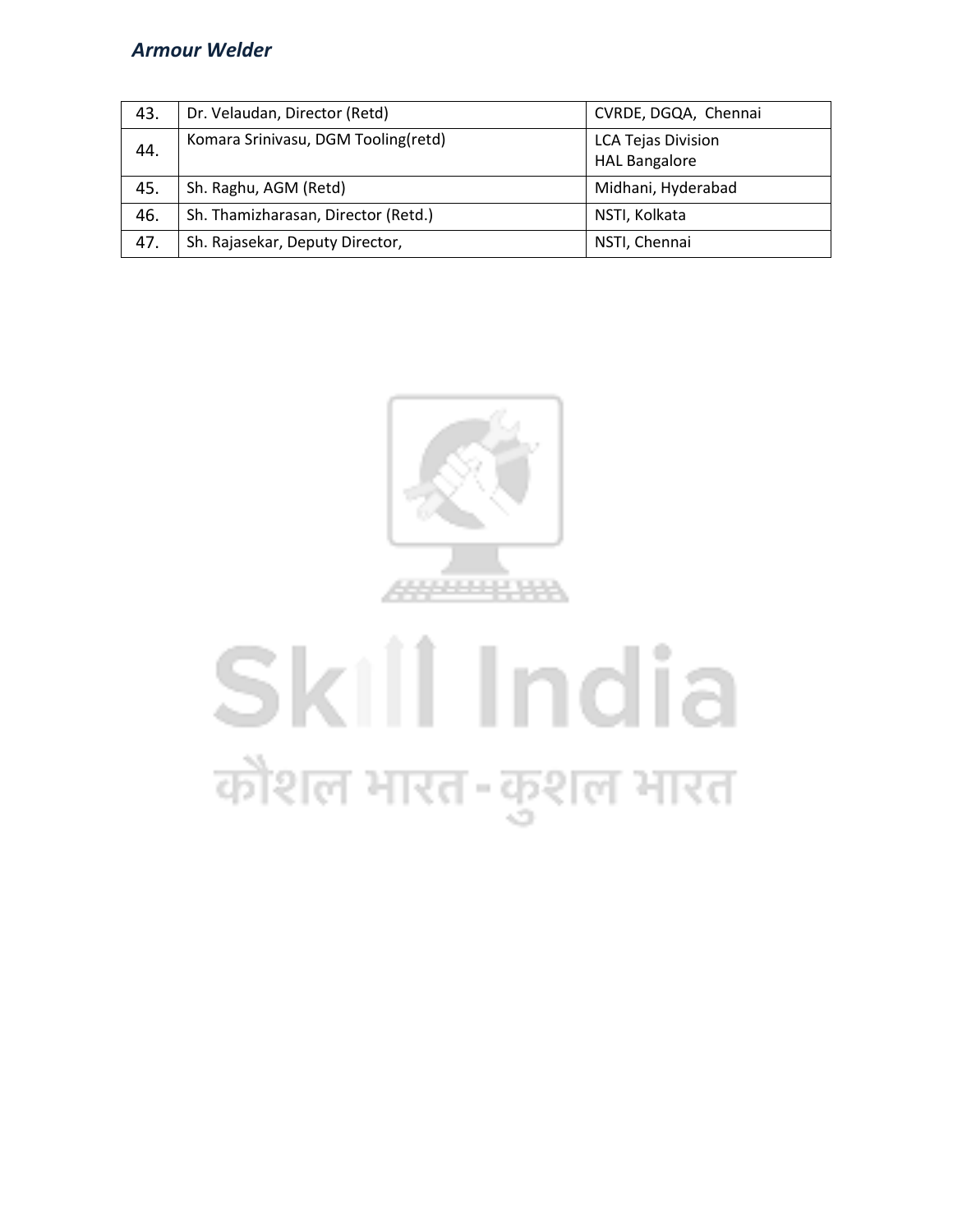| | | |
|---|---|---|
| 43. | Dr. Velaudan, Director (Retd) | CVRDE, DGQA, Chennai |
| 44. | Komara Srinivasu, DGM Tooling(retd) | LCA Tejas Division<br>HAL Bangalore |
| 45. | Sh. Raghu, AGM (Retd) | Midhani, Hyderabad |
| 46. | Sh. Thamizharasan, Director (Retd.) | NSTI, Kolkata |
| 47. | Sh. Rajasekar, Deputy Director, | NSTI, Chennai |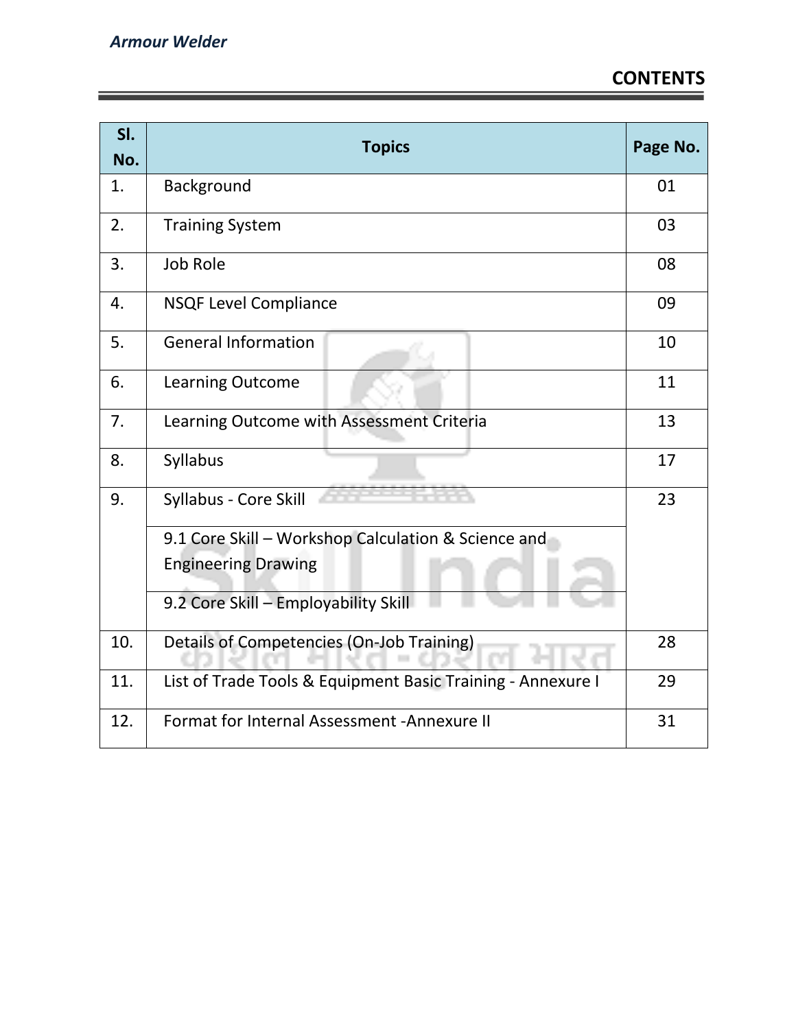## CONTENTS

| Sl. No. | Topics | Page No. |
|---|---|---|
| 1. | Background | 01 |
| 2. | Training System | 03 |
| 3. | Job Role | 08 |
| 4. | NSQF Level Compliance | 09 |
| 5. | General Information | 10 |
| 6. | Learning Outcome | 11 |
| 7. | Learning Outcome with Assessment Criteria | 13 |
| 8. | Syllabus | 17 |
| 9. | Syllabus - Core Skill | 23 |
| | 9.1 Core Skill – Workshop Calculation & Science and Engineering Drawing | |
| | 9.2 Core Skill – Employability Skill | |
| 10. | Details of Competencies (On-Job Training) | 28 |
| 11. | List of Trade Tools & Equipment Basic Training - Annexure I | 29 |
| 12. | Format for Internal Assessment -Annexure II | 31 |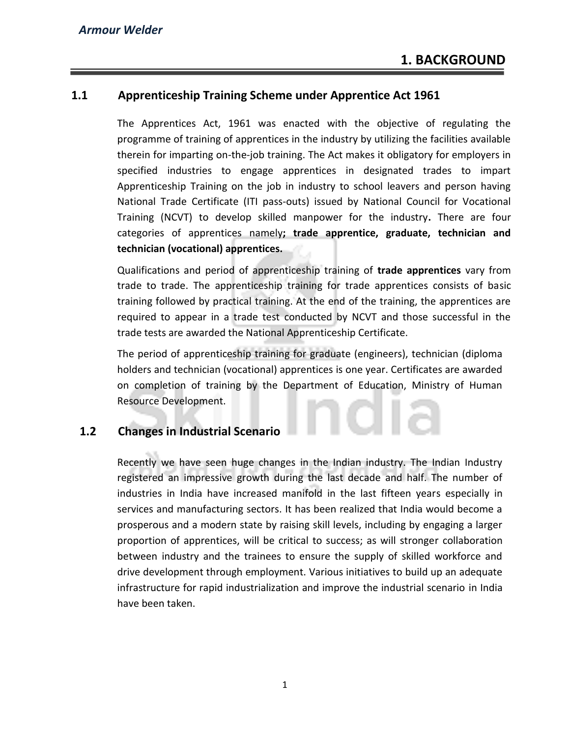# 1. BACKGROUND

## 1.1 Apprenticeship Training Scheme under Apprentice Act 1961

The Apprentices Act, 1961 was enacted with the objective of regulating the programme of training of apprentices in the industry by utilizing the facilities available therein for imparting on-the-job training. The Act makes it obligatory for employers in specified industries to engage apprentices in designated trades to impart Apprenticeship Training on the job in industry to school leavers and person having National Trade Certificate (ITI pass-outs) issued by National Council for Vocational Training (NCVT) to develop skilled manpower for the industry**.** There are four categories of apprentices namely**; trade apprentice, graduate, technician and technician (vocational) apprentices.**

Qualifications and period of apprenticeship training of **trade apprentices** vary from trade to trade. The apprenticeship training for trade apprentices consists of basic training followed by practical training. At the end of the training, the apprentices are required to appear in a trade test conducted by NCVT and those successful in the trade tests are awarded the National Apprenticeship Certificate.

The period of apprenticeship training for graduate (engineers), technician (diploma holders and technician (vocational) apprentices is one year. Certificates are awarded on completion of training by the Department of Education, Ministry of Human Resource Development.

## 1.2 Changes in Industrial Scenario

Recently we have seen huge changes in the Indian industry. The Indian Industry registered an impressive growth during the last decade and half. The number of industries in India have increased manifold in the last fifteen years especially in services and manufacturing sectors. It has been realized that India would become a prosperous and a modern state by raising skill levels, including by engaging a larger proportion of apprentices, will be critical to success; as will stronger collaboration between industry and the trainees to ensure the supply of skilled workforce and drive development through employment. Various initiatives to build up an adequate infrastructure for rapid industrialization and improve the industrial scenario in India have been taken.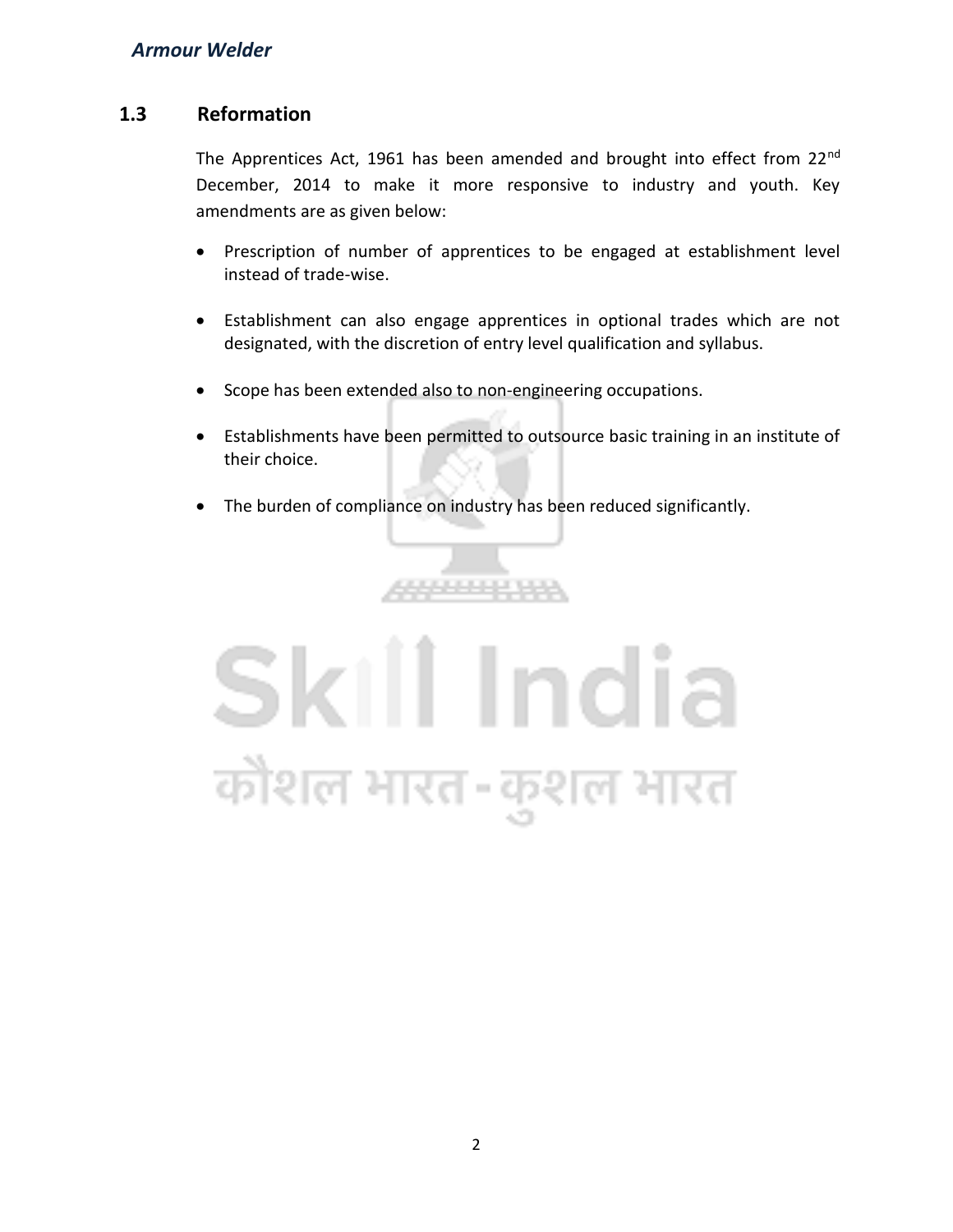## 1.3 Reformation

The Apprentices Act, 1961 has been amended and brought into effect from 22nd December, 2014 to make it more responsive to industry and youth. Key amendments are as given below:

- Prescription of number of apprentices to be engaged at establishment level instead of trade-wise.
- Establishment can also engage apprentices in optional trades which are not designated, with the discretion of entry level qualification and syllabus.
- Scope has been extended also to non-engineering occupations.
- Establishments have been permitted to outsource basic training in an institute of their choice.
- The burden of compliance on industry has been reduced significantly.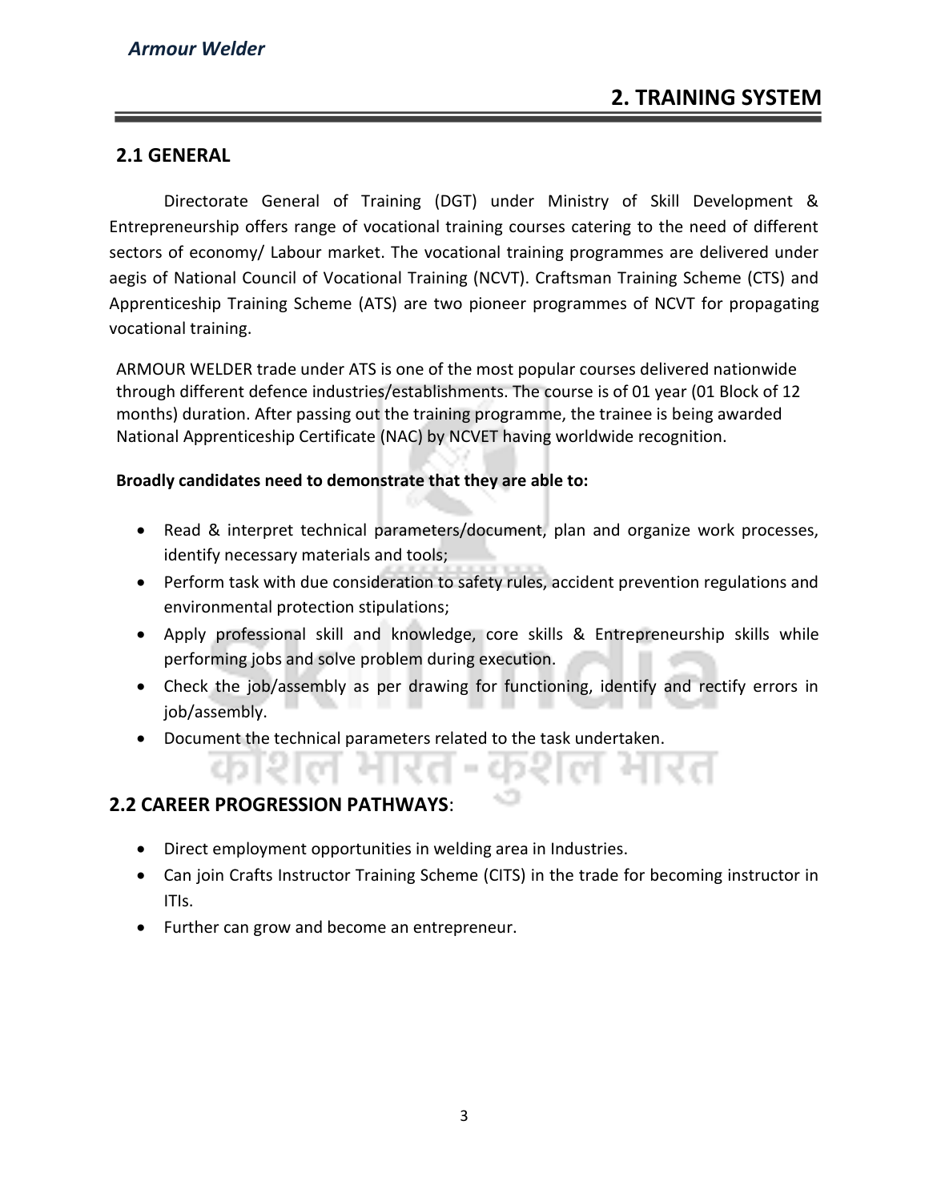## 2. TRAINING SYSTEM

### 2.1 GENERAL

Directorate General of Training (DGT) under Ministry of Skill Development & Entrepreneurship offers range of vocational training courses catering to the need of different sectors of economy/ Labour market. The vocational training programmes are delivered under aegis of National Council of Vocational Training (NCVT). Craftsman Training Scheme (CTS) and Apprenticeship Training Scheme (ATS) are two pioneer programmes of NCVT for propagating vocational training.

ARMOUR WELDER trade under ATS is one of the most popular courses delivered nationwide through different defence industries/establishments. The course is of 01 year (01 Block of 12 months) duration. After passing out the training programme, the trainee is being awarded National Apprenticeship Certificate (NAC) by NCVET having worldwide recognition.

**Broadly candidates need to demonstrate that they are able to:**

- Read & interpret technical parameters/document, plan and organize work processes, identify necessary materials and tools;
- Perform task with due consideration to safety rules, accident prevention regulations and environmental protection stipulations;
- Apply professional skill and knowledge, core skills & Entrepreneurship skills while performing jobs and solve problem during execution.
- Check the job/assembly as per drawing for functioning, identify and rectify errors in job/assembly.
- Document the technical parameters related to the task undertaken.

### 2.2 CAREER PROGRESSION PATHWAYS:

- Direct employment opportunities in welding area in Industries.
- Can join Crafts Instructor Training Scheme (CITS) in the trade for becoming instructor in ITIs.
- Further can grow and become an entrepreneur.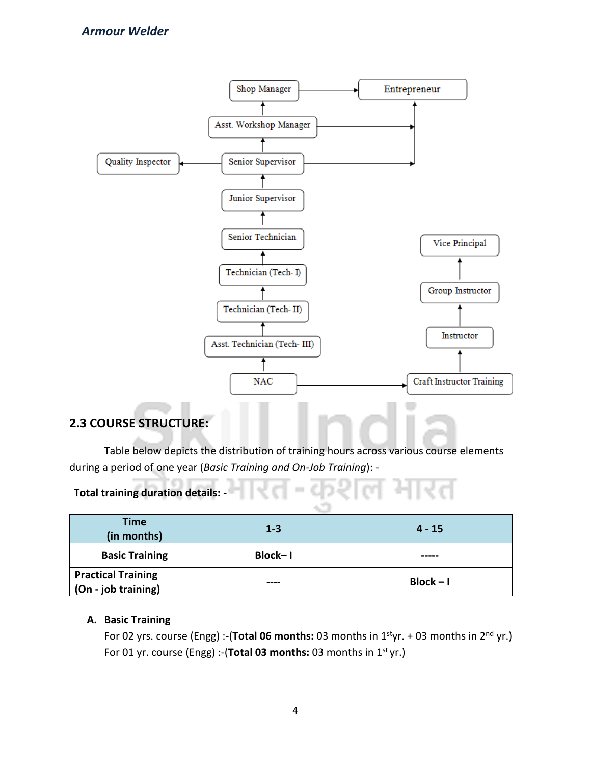Shop Manager → Entrepreneur

Asst. Workshop Manager → Entrepreneur

Quality Inspector ← Senior Supervisor → Entrepreneur

Junior Supervisor

Senior Technician

Technician (Tech- I)

Technician (Tech- II)

Asst. Technician (Tech- III)

NAC → Craft Instructor Training

Instructor

Group Instructor

Vice Principal

## 2.3 COURSE STRUCTURE:

Table below depicts the distribution of training hours across various course elements during a period of one year (*Basic Training and On-Job Training*): -

**Total training duration details: -**

| **Time (in months)** | **1-3** | **4 - 15** |
|---|---|---|
| **Basic Training** | **Block– I** | **-----** |
| **Practical Training (On - job training)** | **----** | **Block – I** |

**A. Basic Training**

For 02 yrs. course (Engg) :-(**Total 06 months:** 03 months in 1st yr. + 03 months in 2nd yr.)

For 01 yr. course (Engg) :-(**Total 03 months:** 03 months in 1st yr.)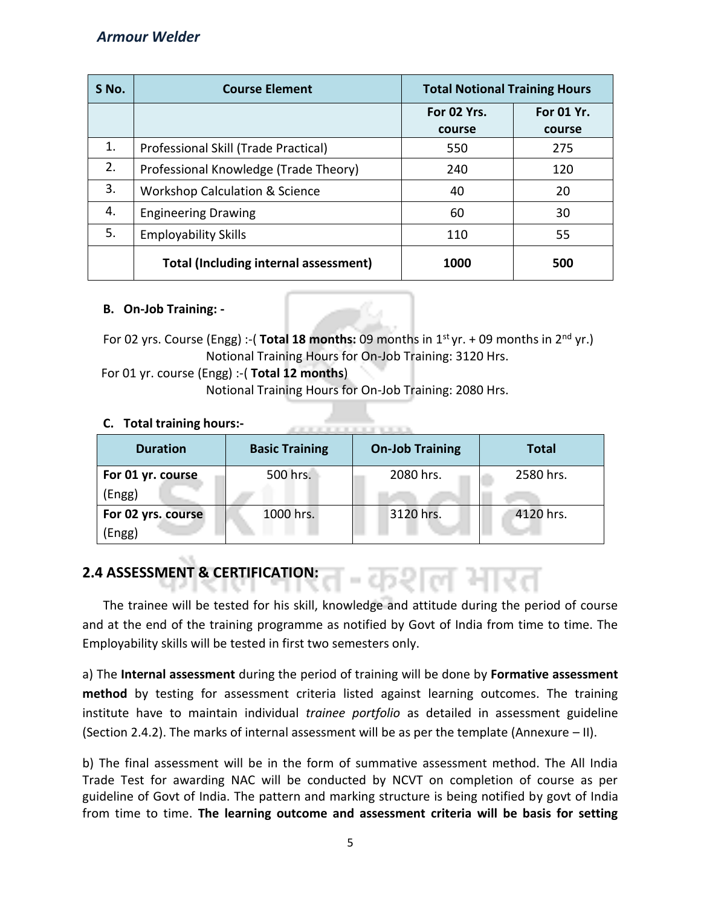| S No. | Course Element | Total Notional Training Hours | |
|---|---|---|---|
| | | For 02 Yrs. course | For 01 Yr. course |
| 1. | Professional Skill (Trade Practical) | 550 | 275 |
| 2. | Professional Knowledge (Trade Theory) | 240 | 120 |
| 3. | Workshop Calculation & Science | 40 | 20 |
| 4. | Engineering Drawing | 60 | 30 |
| 5. | Employability Skills | 110 | 55 |
| | **Total (Including internal assessment)** | **1000** | **500** |

**B. On-Job Training: -**

For 02 yrs. Course (Engg) :-( **Total 18 months:** 09 months in 1st yr. + 09 months in 2nd yr.)
Notional Training Hours for On-Job Training: 3120 Hrs.

For 01 yr. course (Engg) :-( **Total 12 months**)
Notional Training Hours for On-Job Training: 2080 Hrs.

**C. Total training hours:-**

| Duration | Basic Training | On-Job Training | Total |
|---|---|---|---|
| **For 01 yr. course** (Engg) | 500 hrs. | 2080 hrs. | 2580 hrs. |
| **For 02 yrs. course** (Engg) | 1000 hrs. | 3120 hrs. | 4120 hrs. |

## 2.4 ASSESSMENT & CERTIFICATION:

The trainee will be tested for his skill, knowledge and attitude during the period of course and at the end of the training programme as notified by Govt of India from time to time. The Employability skills will be tested in first two semesters only.

a) The **Internal assessment** during the period of training will be done by **Formative assessment method** by testing for assessment criteria listed against learning outcomes. The training institute have to maintain individual *trainee portfolio* as detailed in assessment guideline (Section 2.4.2). The marks of internal assessment will be as per the template (Annexure – II).

b) The final assessment will be in the form of summative assessment method. The All India Trade Test for awarding NAC will be conducted by NCVT on completion of course as per guideline of Govt of India. The pattern and marking structure is being notified by govt of India from time to time. **The learning outcome and assessment criteria will be basis for setting**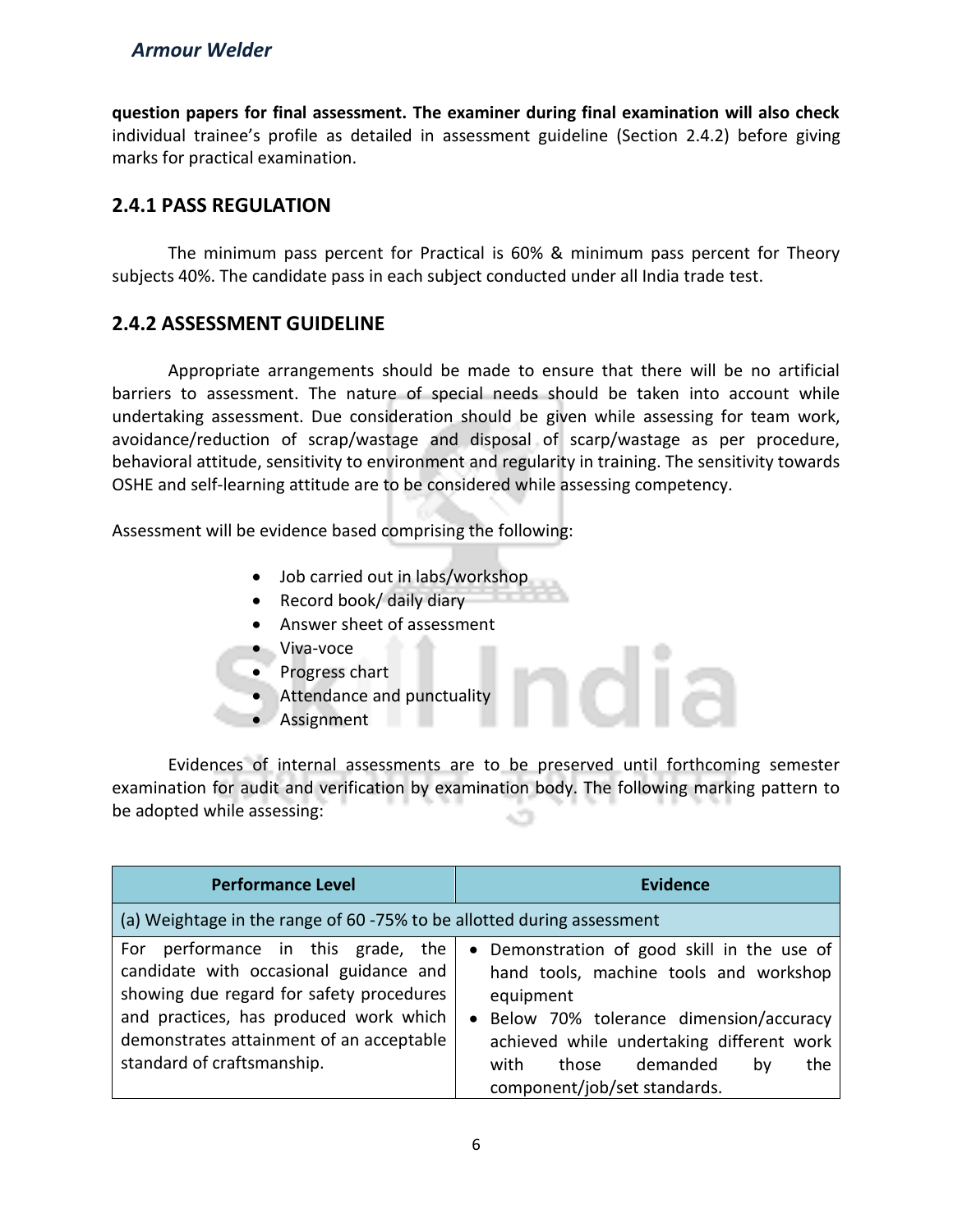**question papers for final assessment. The examiner during final examination will also check** individual trainee's profile as detailed in assessment guideline (Section 2.4.2) before giving marks for practical examination.

## 2.4.1 PASS REGULATION

The minimum pass percent for Practical is 60% & minimum pass percent for Theory subjects 40%. The candidate pass in each subject conducted under all India trade test.

## 2.4.2 ASSESSMENT GUIDELINE

Appropriate arrangements should be made to ensure that there will be no artificial barriers to assessment. The nature of special needs should be taken into account while undertaking assessment. Due consideration should be given while assessing for team work, avoidance/reduction of scrap/wastage and disposal of scarp/wastage as per procedure, behavioral attitude, sensitivity to environment and regularity in training. The sensitivity towards OSHE and self-learning attitude are to be considered while assessing competency.

Assessment will be evidence based comprising the following:

- Job carried out in labs/workshop
- Record book/ daily diary
- Answer sheet of assessment
- Viva-voce
- Progress chart
- Attendance and punctuality
- Assignment

Evidences of internal assessments are to be preserved until forthcoming semester examination for audit and verification by examination body. The following marking pattern to be adopted while assessing:

| Performance Level | Evidence |
|---|---|
| (a) Weightage in the range of 60 -75% to be allotted during assessment | |
| For performance in this grade, the candidate with occasional guidance and showing due regard for safety procedures and practices, has produced work which demonstrates attainment of an acceptable standard of craftsmanship. | • Demonstration of good skill in the use of hand tools, machine tools and workshop equipment<br>• Below 70% tolerance dimension/accuracy achieved while undertaking different work with those demanded by the component/job/set standards. |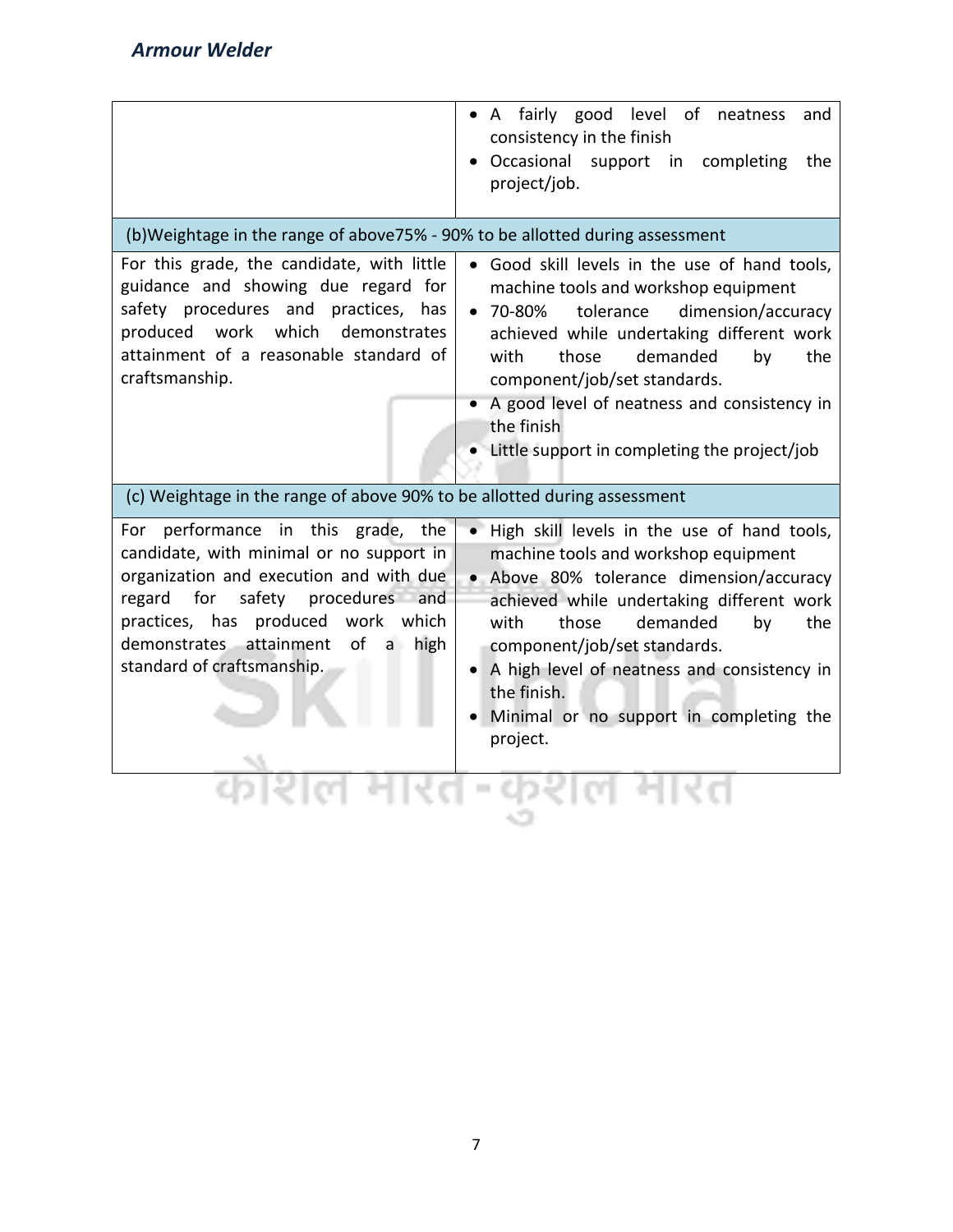| | |
|---|---|
| | • A fairly good level of neatness and consistency in the finish<br>• Occasional support in completing the project/job. |
| (b)Weightage in the range of above75% - 90% to be allotted during assessment | |
| For this grade, the candidate, with little guidance and showing due regard for safety procedures and practices, has produced work which demonstrates attainment of a reasonable standard of craftsmanship. | • Good skill levels in the use of hand tools, machine tools and workshop equipment<br>• 70-80% tolerance dimension/accuracy achieved while undertaking different work with those demanded by the component/job/set standards.<br>• A good level of neatness and consistency in the finish<br>• Little support in completing the project/job |
| (c) Weightage in the range of above 90% to be allotted during assessment | |
| For performance in this grade, the candidate, with minimal or no support in organization and execution and with due regard for safety procedures and practices, has produced work which demonstrates attainment of a high standard of craftsmanship. | • High skill levels in the use of hand tools, machine tools and workshop equipment<br>• Above 80% tolerance dimension/accuracy achieved while undertaking different work with those demanded by the component/job/set standards.<br>• A high level of neatness and consistency in the finish.<br>• Minimal or no support in completing the project. |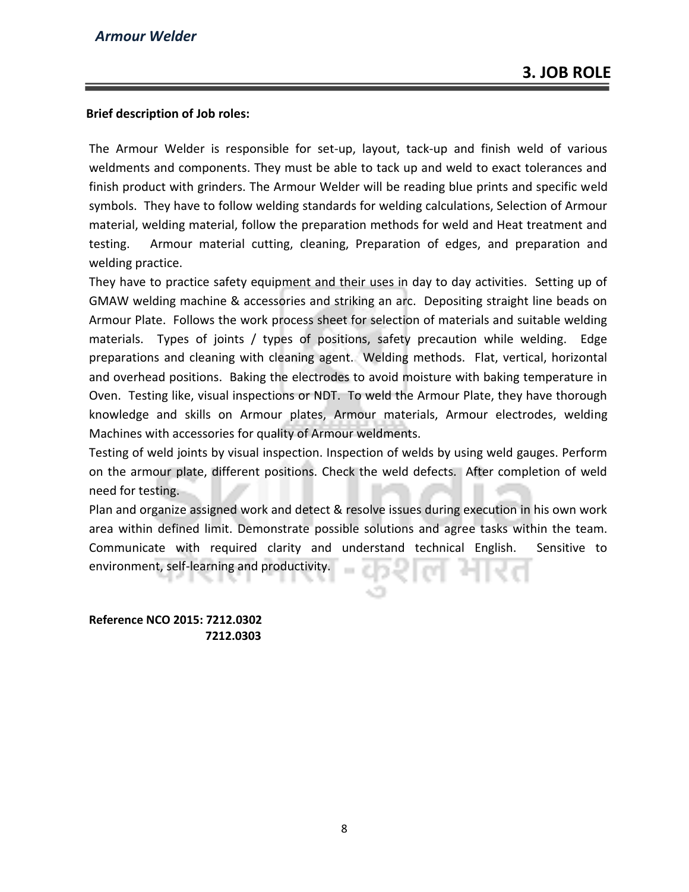## 3. JOB ROLE

**Brief description of Job roles:**

The Armour Welder is responsible for set-up, layout, tack-up and finish weld of various weldments and components. They must be able to tack up and weld to exact tolerances and finish product with grinders. The Armour Welder will be reading blue prints and specific weld symbols. They have to follow welding standards for welding calculations, Selection of Armour material, welding material, follow the preparation methods for weld and Heat treatment and testing. Armour material cutting, cleaning, Preparation of edges, and preparation and welding practice.

They have to practice safety equipment and their uses in day to day activities. Setting up of GMAW welding machine & accessories and striking an arc. Depositing straight line beads on Armour Plate. Follows the work process sheet for selection of materials and suitable welding materials. Types of joints / types of positions, safety precaution while welding. Edge preparations and cleaning with cleaning agent. Welding methods. Flat, vertical, horizontal and overhead positions. Baking the electrodes to avoid moisture with baking temperature in Oven. Testing like, visual inspections or NDT. To weld the Armour Plate, they have thorough knowledge and skills on Armour plates, Armour materials, Armour electrodes, welding Machines with accessories for quality of Armour weldments.

Testing of weld joints by visual inspection. Inspection of welds by using weld gauges. Perform on the armour plate, different positions. Check the weld defects. After completion of weld need for testing.

Plan and organize assigned work and detect & resolve issues during execution in his own work area within defined limit. Demonstrate possible solutions and agree tasks within the team. Communicate with required clarity and understand technical English. Sensitive to environment, self-learning and productivity.

**Reference NCO 2015: 7212.0302**
**7212.0303**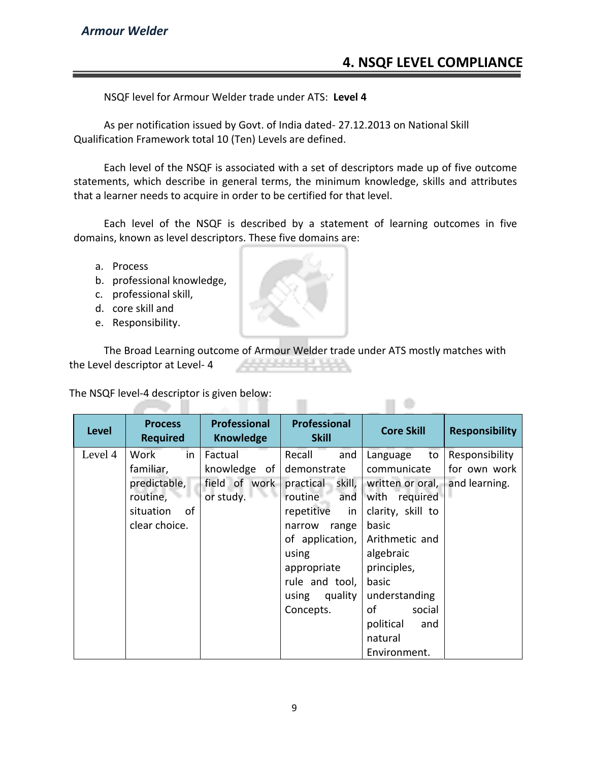## 4. NSQF LEVEL COMPLIANCE

NSQF level for Armour Welder trade under ATS: **Level 4**

As per notification issued by Govt. of India dated- 27.12.2013 on National Skill Qualification Framework total 10 (Ten) Levels are defined.

Each level of the NSQF is associated with a set of descriptors made up of five outcome statements, which describe in general terms, the minimum knowledge, skills and attributes that a learner needs to acquire in order to be certified for that level.

Each level of the NSQF is described by a statement of learning outcomes in five domains, known as level descriptors. These five domains are:

a. Process
b. professional knowledge,
c. professional skill,
d. core skill and
e. Responsibility.

The Broad Learning outcome of Armour Welder trade under ATS mostly matches with the Level descriptor at Level- 4

The NSQF level-4 descriptor is given below:

| Level | Process Required | Professional Knowledge | Professional Skill | Core Skill | Responsibility |
|---|---|---|---|---|---|
| Level 4 | Work in familiar, predictable, routine, situation of clear choice. | Factual knowledge of field of work or study. | Recall and demonstrate practical skill, routine and repetitive in narrow range of application, using appropriate rule and tool, using quality Concepts. | Language to communicate written or oral, with required clarity, skill to basic Arithmetic and algebraic principles, basic understanding of social political and natural Environment. | Responsibility for own work and learning. |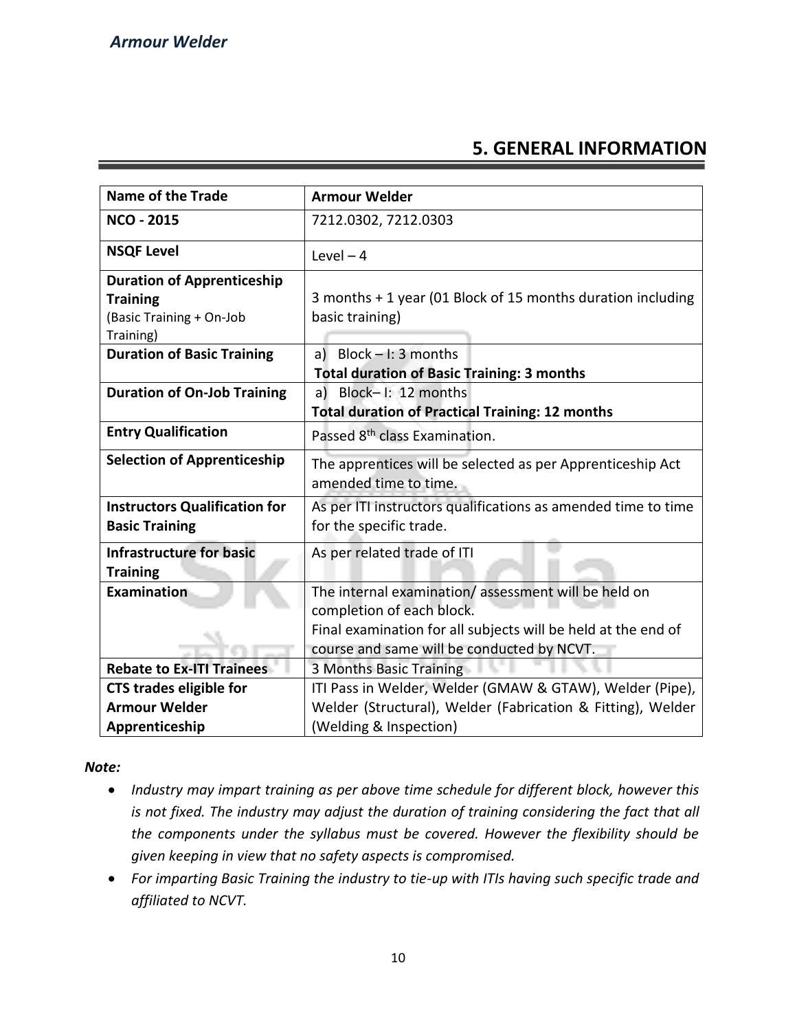## 5. GENERAL INFORMATION

| **Name of the Trade** | **Armour Welder** |
|---|---|
| **NCO - 2015** | 7212.0302, 7212.0303 |
| **NSQF Level** | Level – 4 |
| **Duration of Apprenticeship Training** (Basic Training + On-Job Training) | 3 months + 1 year (01 Block of 15 months duration including basic training) |
| **Duration of Basic Training** | a) Block – I: 3 months<br>**Total duration of Basic Training: 3 months** |
| **Duration of On-Job Training** | a) Block– I: 12 months<br>**Total duration of Practical Training: 12 months** |
| **Entry Qualification** | Passed 8th class Examination. |
| **Selection of Apprenticeship** | The apprentices will be selected as per Apprenticeship Act amended time to time. |
| **Instructors Qualification for Basic Training** | As per ITI instructors qualifications as amended time to time for the specific trade. |
| **Infrastructure for basic Training** | As per related trade of ITI |
| **Examination** | The internal examination/ assessment will be held on completion of each block.<br>Final examination for all subjects will be held at the end of course and same will be conducted by NCVT. |
| **Rebate to Ex-ITI Trainees** | 3 Months Basic Training |
| **CTS trades eligible for Armour Welder Apprenticeship** | ITI Pass in Welder, Welder (GMAW & GTAW), Welder (Pipe), Welder (Structural), Welder (Fabrication & Fitting), Welder (Welding & Inspection) |

***Note:***

- *Industry may impart training as per above time schedule for different block, however this is not fixed. The industry may adjust the duration of training considering the fact that all the components under the syllabus must be covered. However the flexibility should be given keeping in view that no safety aspects is compromised.*
- *For imparting Basic Training the industry to tie-up with ITIs having such specific trade and affiliated to NCVT.*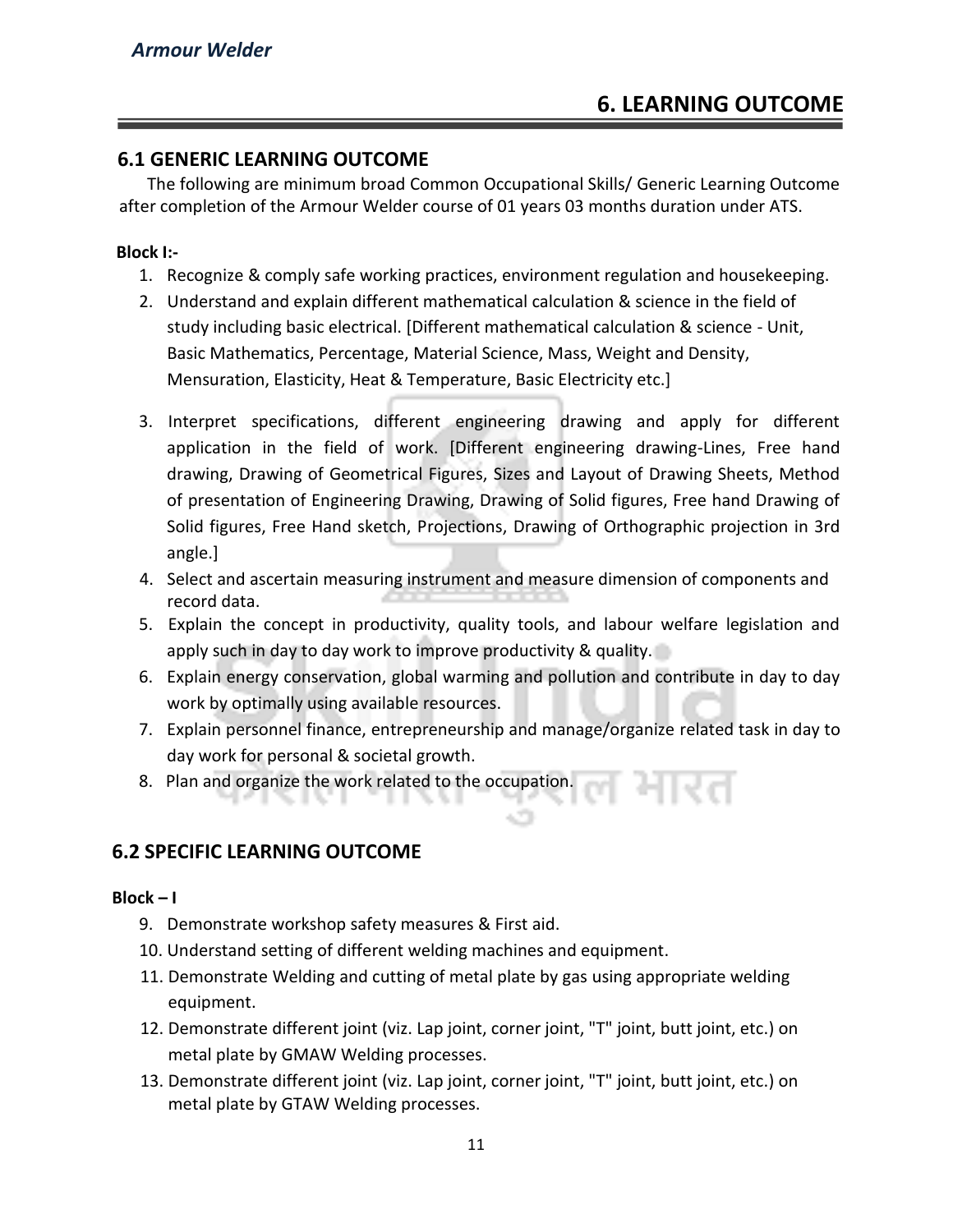# 6. LEARNING OUTCOME

## 6.1 GENERIC LEARNING OUTCOME

The following are minimum broad Common Occupational Skills/ Generic Learning Outcome after completion of the Armour Welder course of 01 years 03 months duration under ATS.

**Block I:-**

1. Recognize & comply safe working practices, environment regulation and housekeeping.
2. Understand and explain different mathematical calculation & science in the field of study including basic electrical. [Different mathematical calculation & science - Unit, Basic Mathematics, Percentage, Material Science, Mass, Weight and Density, Mensuration, Elasticity, Heat & Temperature, Basic Electricity etc.]
3. Interpret specifications, different engineering drawing and apply for different application in the field of work. [Different engineering drawing-Lines, Free hand drawing, Drawing of Geometrical Figures, Sizes and Layout of Drawing Sheets, Method of presentation of Engineering Drawing, Drawing of Solid figures, Free hand Drawing of Solid figures, Free Hand sketch, Projections, Drawing of Orthographic projection in 3rd angle.]
4. Select and ascertain measuring instrument and measure dimension of components and record data.
5. Explain the concept in productivity, quality tools, and labour welfare legislation and apply such in day to day work to improve productivity & quality.
6. Explain energy conservation, global warming and pollution and contribute in day to day work by optimally using available resources.
7. Explain personnel finance, entrepreneurship and manage/organize related task in day to day work for personal & societal growth.
8. Plan and organize the work related to the occupation.

## 6.2 SPECIFIC LEARNING OUTCOME

**Block – I**

9. Demonstrate workshop safety measures & First aid.
10. Understand setting of different welding machines and equipment.
11. Demonstrate Welding and cutting of metal plate by gas using appropriate welding equipment.
12. Demonstrate different joint (viz. Lap joint, corner joint, "T" joint, butt joint, etc.) on metal plate by GMAW Welding processes.
13. Demonstrate different joint (viz. Lap joint, corner joint, "T" joint, butt joint, etc.) on metal plate by GTAW Welding processes.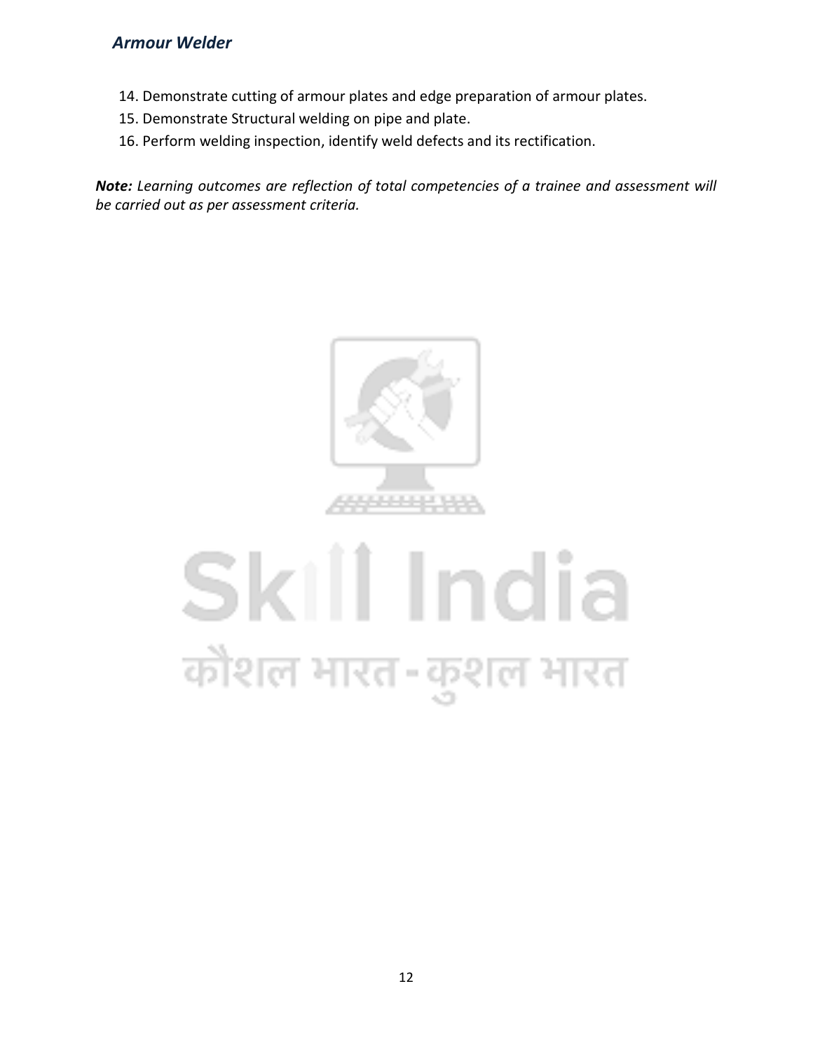14. Demonstrate cutting of armour plates and edge preparation of armour plates.
15. Demonstrate Structural welding on pipe and plate.
16. Perform welding inspection, identify weld defects and its rectification.

***Note:*** *Learning outcomes are reflection of total competencies of a trainee and assessment will be carried out as per assessment criteria.*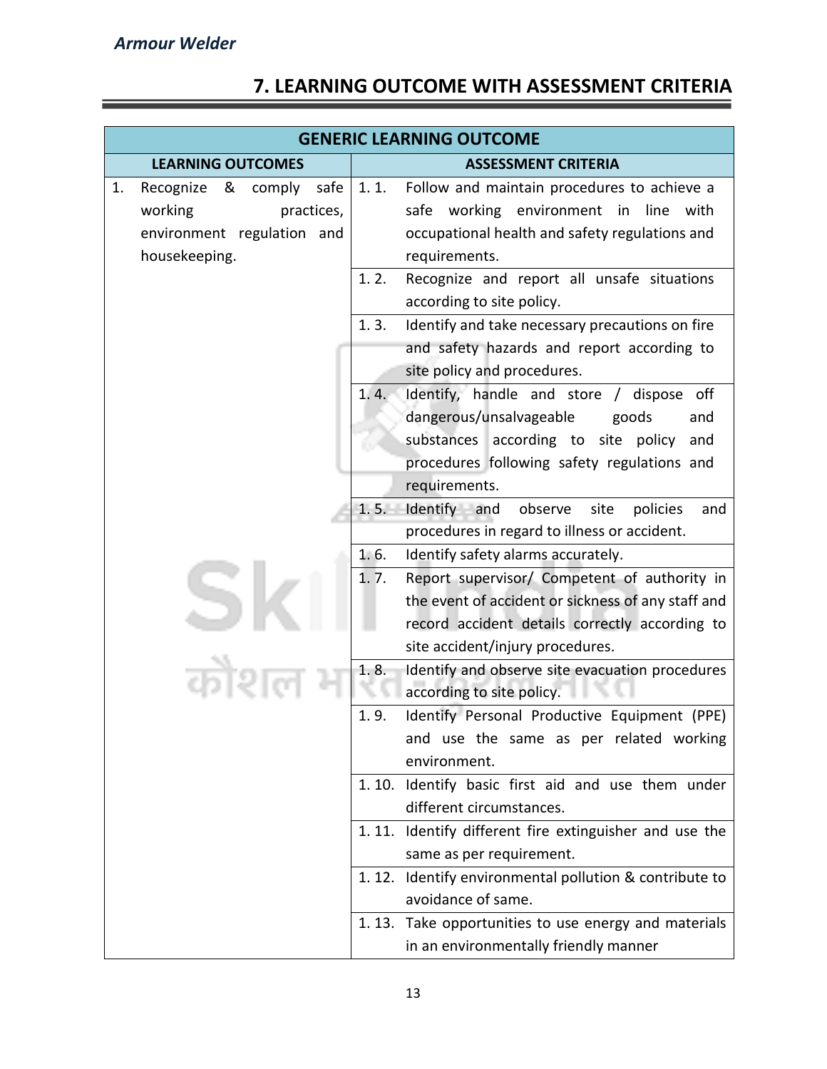## 7. LEARNING OUTCOME WITH ASSESSMENT CRITERIA

| GENERIC LEARNING OUTCOME | |
|---|---|
| **LEARNING OUTCOMES** | **ASSESSMENT CRITERIA** |
| 1. Recognize & comply safe working practices, environment regulation and housekeeping. | 1. 1. Follow and maintain procedures to achieve a safe working environment in line with occupational health and safety regulations and requirements. |
| | 1. 2. Recognize and report all unsafe situations according to site policy. |
| | 1. 3. Identify and take necessary precautions on fire and safety hazards and report according to site policy and procedures. |
| | 1. 4. Identify, handle and store / dispose off dangerous/unsalvageable goods and substances according to site policy and procedures following safety regulations and requirements. |
| | 1. 5. Identify and observe site policies and procedures in regard to illness or accident. |
| | 1. 6. Identify safety alarms accurately. |
| | 1. 7. Report supervisor/ Competent of authority in the event of accident or sickness of any staff and record accident details correctly according to site accident/injury procedures. |
| | 1. 8. Identify and observe site evacuation procedures according to site policy. |
| | 1. 9. Identify Personal Productive Equipment (PPE) and use the same as per related working environment. |
| | 1. 10. Identify basic first aid and use them under different circumstances. |
| | 1. 11. Identify different fire extinguisher and use the same as per requirement. |
| | 1. 12. Identify environmental pollution & contribute to avoidance of same. |
| | 1. 13. Take opportunities to use energy and materials in an environmentally friendly manner |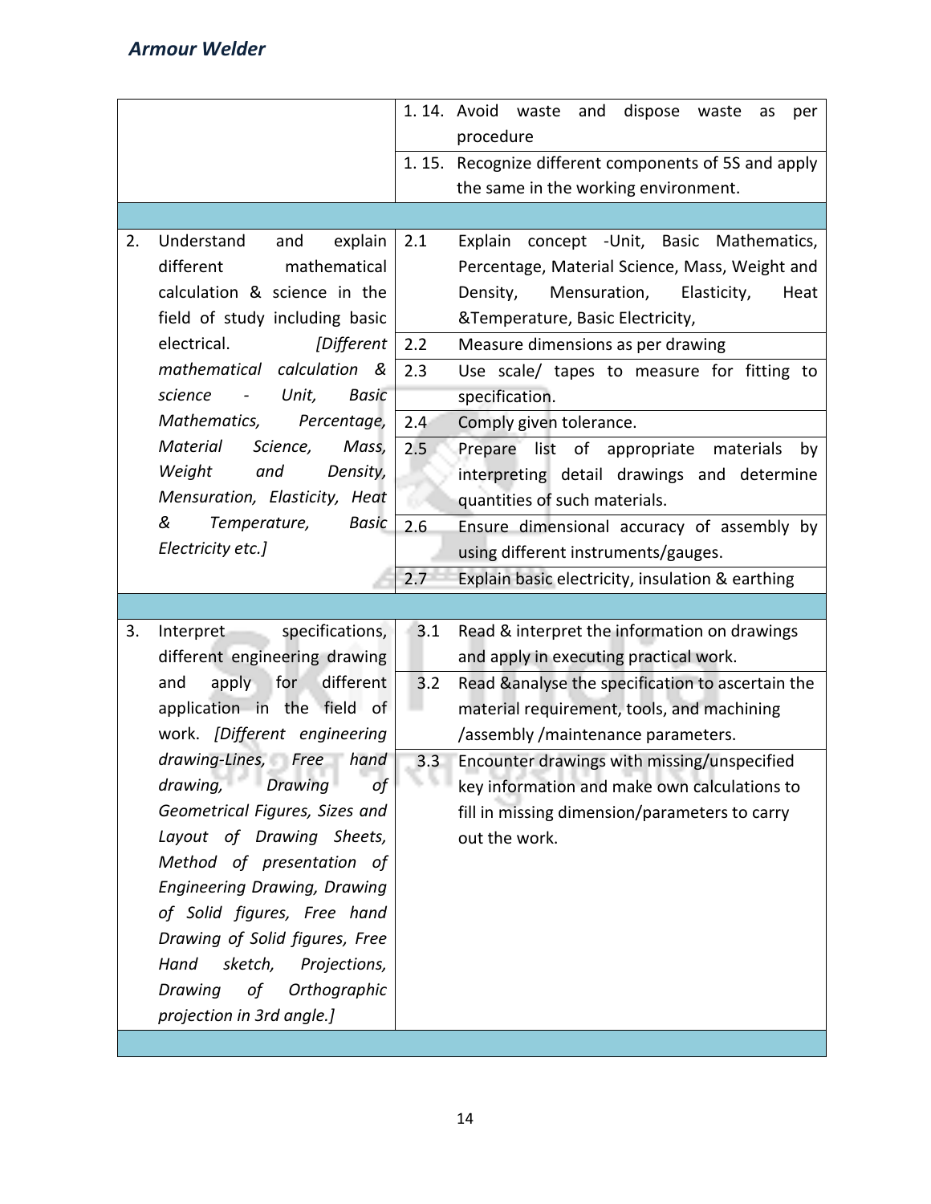| | |
|---|---|
| | 1. 14. Avoid waste and dispose waste as per procedure |
| | 1. 15. Recognize different components of 5S and apply the same in the working environment. |
| | |
| 2. Understand and explain different mathematical calculation & science in the field of study including basic electrical. *[Different mathematical calculation & science - Unit, Basic Mathematics, Percentage, Material Science, Mass, Weight and Density, Mensuration, Elasticity, Heat & Temperature, Basic Electricity etc.]* | 2.1 Explain concept -Unit, Basic Mathematics, Percentage, Material Science, Mass, Weight and Density, Mensuration, Elasticity, Heat &Temperature, Basic Electricity, |
| | 2.2 Measure dimensions as per drawing |
| | 2.3 Use scale/ tapes to measure for fitting to specification. |
| | 2.4 Comply given tolerance. |
| | 2.5 Prepare list of appropriate materials by interpreting detail drawings and determine quantities of such materials. |
| | 2.6 Ensure dimensional accuracy of assembly by using different instruments/gauges. |
| | 2.7 Explain basic electricity, insulation & earthing |
| | |
| 3. Interpret specifications, different engineering drawing and apply for different application in the field of work. *[Different engineering drawing-Lines, Free hand drawing, Drawing of Geometrical Figures, Sizes and Layout of Drawing Sheets, Method of presentation of Engineering Drawing, Drawing of Solid figures, Free hand Drawing of Solid figures, Free Hand sketch, Projections, Drawing of Orthographic projection in 3rd angle.]* | 3.1 Read & interpret the information on drawings and apply in executing practical work. |
| | 3.2 Read &analyse the specification to ascertain the material requirement, tools, and machining /assembly /maintenance parameters. |
| | 3.3 Encounter drawings with missing/unspecified key information and make own calculations to fill in missing dimension/parameters to carry out the work. |
| | |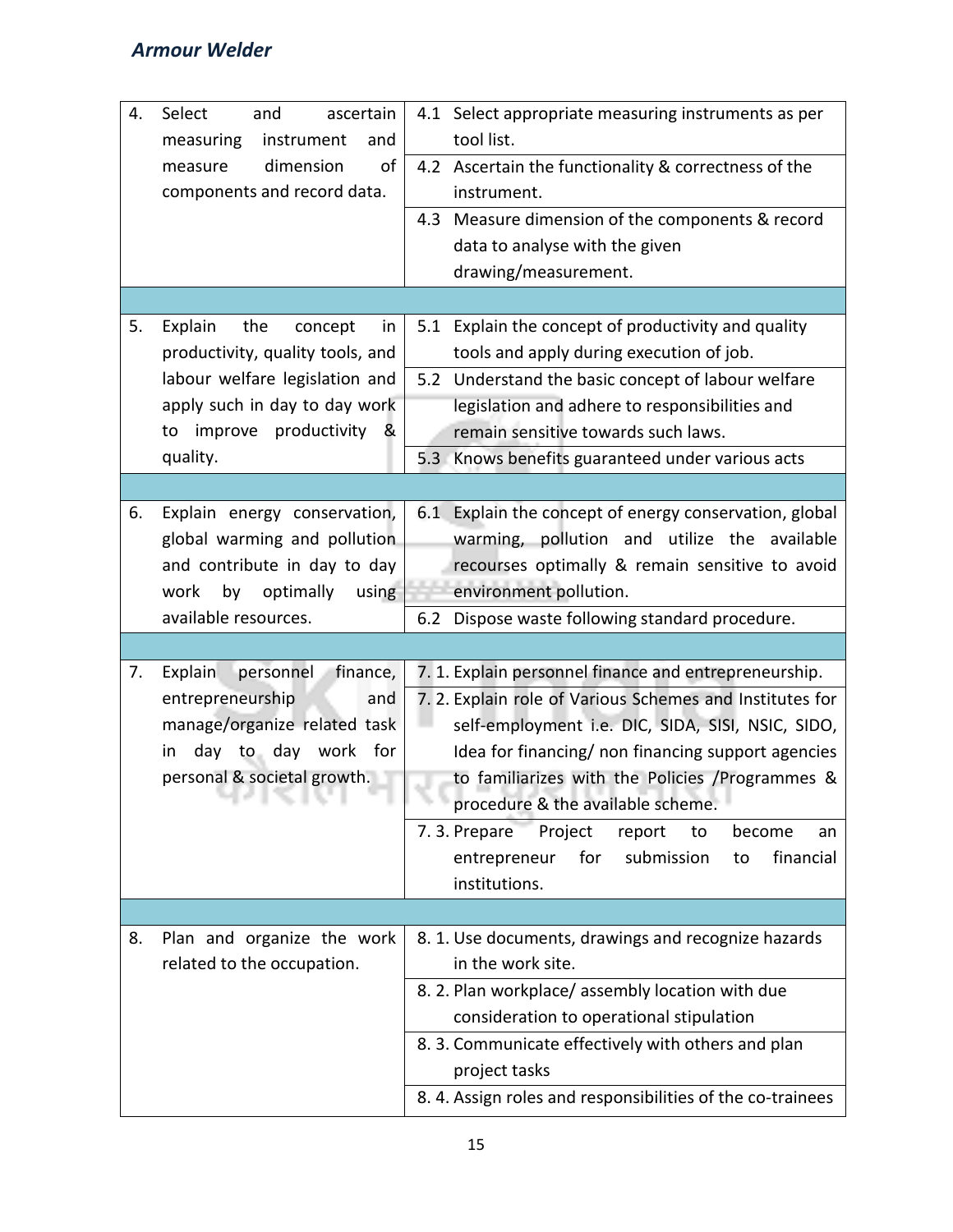| | |
|---|---|
| 4. Select and ascertain measuring instrument and measure dimension of components and record data. | 4.1 Select appropriate measuring instruments as per tool list. |
| | 4.2 Ascertain the functionality & correctness of the instrument. |
| | 4.3 Measure dimension of the components & record data to analyse with the given drawing/measurement. |
| | |
| 5. Explain the concept in productivity, quality tools, and labour welfare legislation and apply such in day to day work to improve productivity & quality. | 5.1 Explain the concept of productivity and quality tools and apply during execution of job. |
| | 5.2 Understand the basic concept of labour welfare legislation and adhere to responsibilities and remain sensitive towards such laws. |
| | 5.3 Knows benefits guaranteed under various acts |
| | |
| 6. Explain energy conservation, global warming and pollution and contribute in day to day work by optimally using available resources. | 6.1 Explain the concept of energy conservation, global warming, pollution and utilize the available recourses optimally & remain sensitive to avoid environment pollution. |
| | 6.2 Dispose waste following standard procedure. |
| | |
| 7. Explain personnel finance, entrepreneurship and manage/organize related task in day to day work for personal & societal growth. | 7. 1. Explain personnel finance and entrepreneurship. |
| | 7. 2. Explain role of Various Schemes and Institutes for self-employment i.e. DIC, SIDA, SISI, NSIC, SIDO, Idea for financing/ non financing support agencies to familiarizes with the Policies /Programmes & procedure & the available scheme. |
| | 7. 3. Prepare Project report to become an entrepreneur for submission to financial institutions. |
| | |
| 8. Plan and organize the work related to the occupation. | 8. 1. Use documents, drawings and recognize hazards in the work site. |
| | 8. 2. Plan workplace/ assembly location with due consideration to operational stipulation |
| | 8. 3. Communicate effectively with others and plan project tasks |
| | 8. 4. Assign roles and responsibilities of the co-trainees |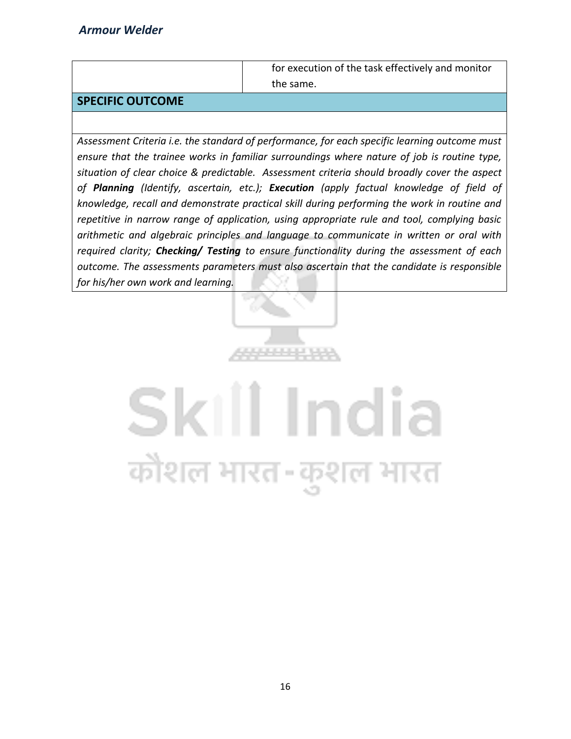| | for execution of the task effectively and monitor the same. |
|---|---|

**SPECIFIC OUTCOME**

*Assessment Criteria i.e. the standard of performance, for each specific learning outcome must ensure that the trainee works in familiar surroundings where nature of job is routine type, situation of clear choice & predictable. Assessment criteria should broadly cover the aspect of **Planning** (Identify, ascertain, etc.); **Execution** (apply factual knowledge of field of knowledge, recall and demonstrate practical skill during performing the work in routine and repetitive in narrow range of application, using appropriate rule and tool, complying basic arithmetic and algebraic principles and language to communicate in written or oral with required clarity; **Checking/ Testing** to ensure functionality during the assessment of each outcome. The assessments parameters must also ascertain that the candidate is responsible for his/her own work and learning.*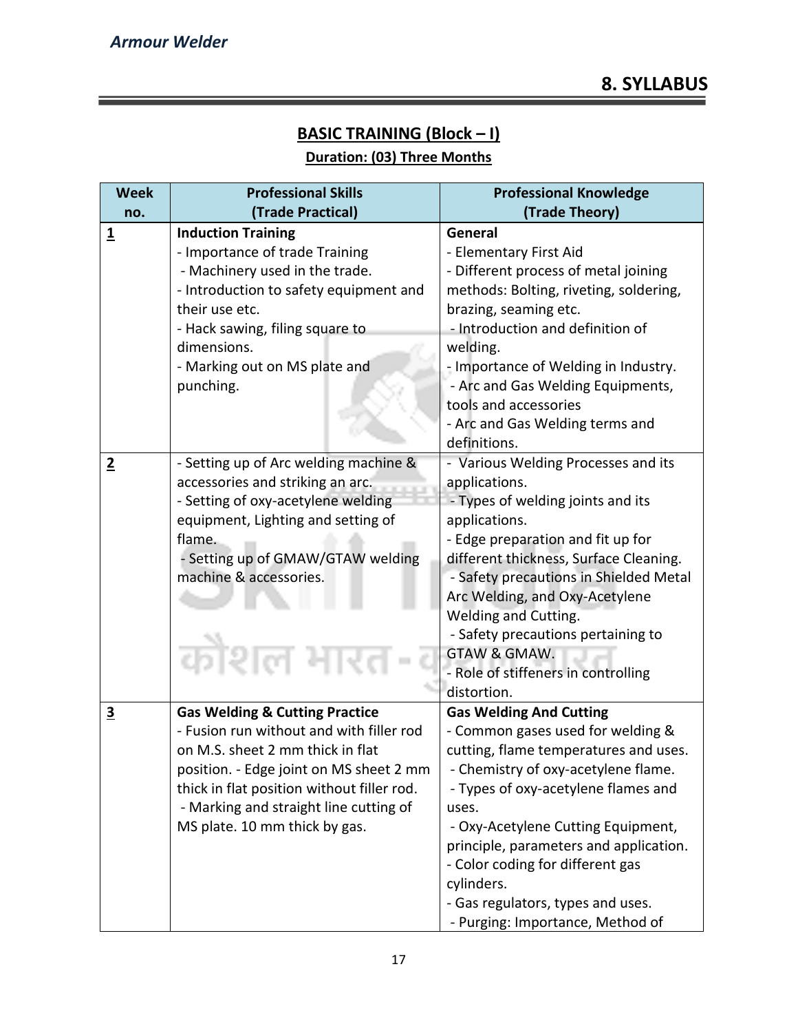## 8. SYLLABUS

### BASIC TRAINING (Block – I)

**Duration: (03) Three Months**

| Week no. | Professional Skills (Trade Practical) | Professional Knowledge (Trade Theory) |
|---|---|---|
| **1** | **Induction Training**<br>- Importance of trade Training<br>- Machinery used in the trade.<br>- Introduction to safety equipment and their use etc.<br>- Hack sawing, filing square to dimensions.<br>- Marking out on MS plate and punching. | **General**<br>- Elementary First Aid<br>- Different process of metal joining methods: Bolting, riveting, soldering, brazing, seaming etc.<br>- Introduction and definition of welding.<br>- Importance of Welding in Industry.<br>- Arc and Gas Welding Equipments, tools and accessories<br>- Arc and Gas Welding terms and definitions. |
| **2** | - Setting up of Arc welding machine & accessories and striking an arc.<br>- Setting of oxy-acetylene welding equipment, Lighting and setting of flame.<br>- Setting up of GMAW/GTAW welding machine & accessories. | - Various Welding Processes and its applications.<br>- Types of welding joints and its applications.<br>- Edge preparation and fit up for different thickness, Surface Cleaning.<br>- Safety precautions in Shielded Metal Arc Welding, and Oxy-Acetylene Welding and Cutting.<br>- Safety precautions pertaining to GTAW & GMAW.<br>- Role of stiffeners in controlling distortion. |
| **3** | **Gas Welding & Cutting Practice**<br>- Fusion run without and with filler rod on M.S. sheet 2 mm thick in flat position. - Edge joint on MS sheet 2 mm thick in flat position without filler rod.<br>- Marking and straight line cutting of MS plate. 10 mm thick by gas. | **Gas Welding And Cutting**<br>- Common gases used for welding & cutting, flame temperatures and uses.<br>- Chemistry of oxy-acetylene flame.<br>- Types of oxy-acetylene flames and uses.<br>- Oxy-Acetylene Cutting Equipment, principle, parameters and application.<br>- Color coding for different gas cylinders.<br>- Gas regulators, types and uses.<br>- Purging: Importance, Method of |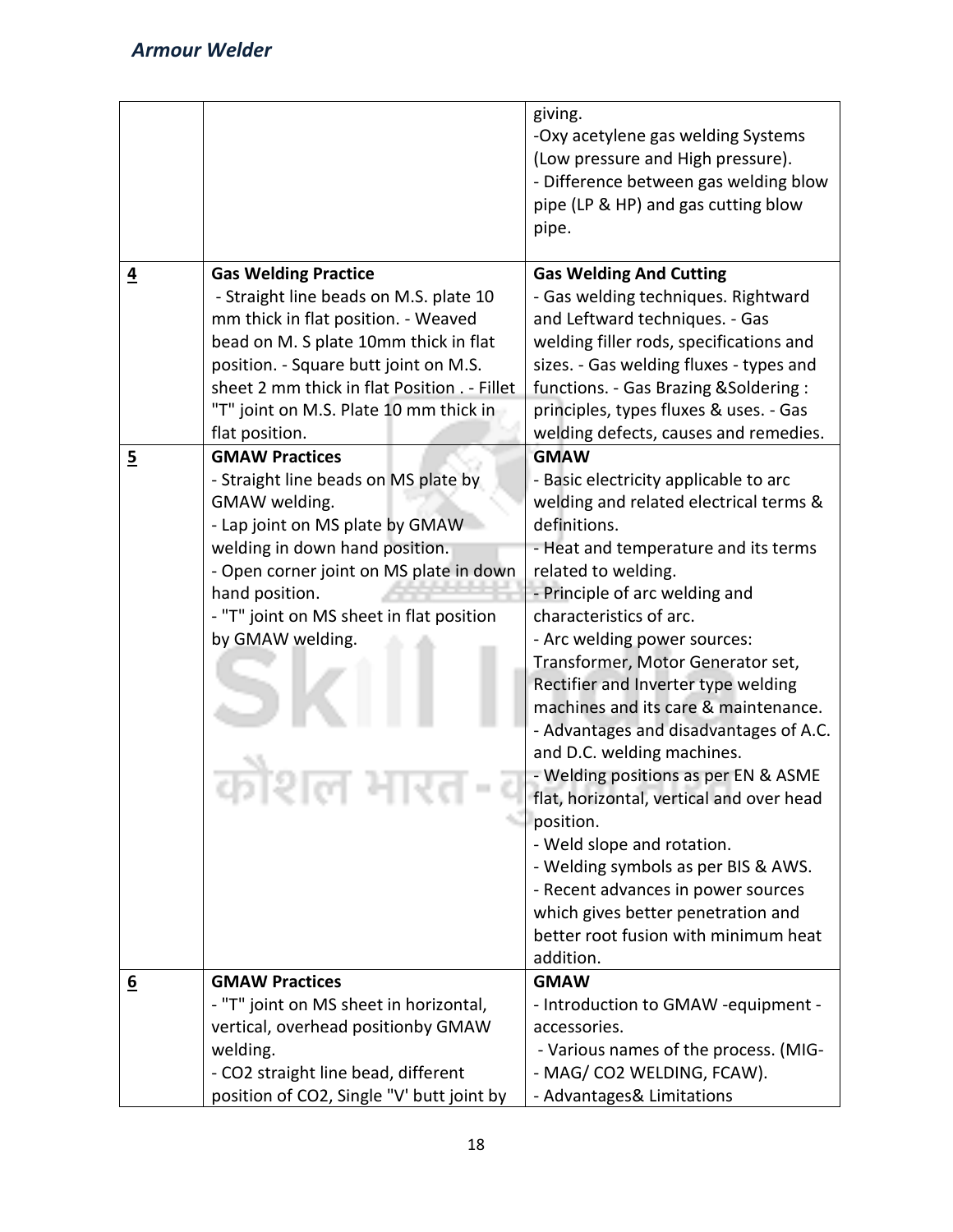|  |  | giving.<br>-Oxy acetylene gas welding Systems (Low pressure and High pressure).<br>- Difference between gas welding blow pipe (LP & HP) and gas cutting blow pipe. |
|---|---|---|
| **4** | **Gas Welding Practice**<br>- Straight line beads on M.S. plate 10 mm thick in flat position. - Weaved bead on M. S plate 10mm thick in flat position. - Square butt joint on M.S. sheet 2 mm thick in flat Position . - Fillet "T" joint on M.S. Plate 10 mm thick in flat position. | **Gas Welding And Cutting**<br>- Gas welding techniques. Rightward and Leftward techniques. - Gas welding filler rods, specifications and sizes. - Gas welding fluxes - types and functions. - Gas Brazing &Soldering : principles, types fluxes & uses. - Gas welding defects, causes and remedies. |
| **5** | **GMAW Practices**<br>- Straight line beads on MS plate by GMAW welding.<br>- Lap joint on MS plate by GMAW welding in down hand position.<br>- Open corner joint on MS plate in down hand position.<br>- "T" joint on MS sheet in flat position by GMAW welding. | **GMAW**<br>- Basic electricity applicable to arc welding and related electrical terms & definitions.<br>- Heat and temperature and its terms related to welding.<br>- Principle of arc welding and characteristics of arc.<br>- Arc welding power sources: Transformer, Motor Generator set, Rectifier and Inverter type welding machines and its care & maintenance.<br>- Advantages and disadvantages of A.C. and D.C. welding machines.<br>- Welding positions as per EN & ASME flat, horizontal, vertical and over head position.<br>- Weld slope and rotation.<br>- Welding symbols as per BIS & AWS.<br>- Recent advances in power sources which gives better penetration and better root fusion with minimum heat addition. |
| **6** | **GMAW Practices**<br>- "T" joint on MS sheet in horizontal, vertical, overhead positionby GMAW welding.<br>- CO2 straight line bead, different position of CO2, Single "V' butt joint by | **GMAW**<br>- Introduction to GMAW -equipment - accessories.<br>- Various names of the process. (MIG- - MAG/ CO2 WELDING, FCAW).<br>- Advantages& Limitations |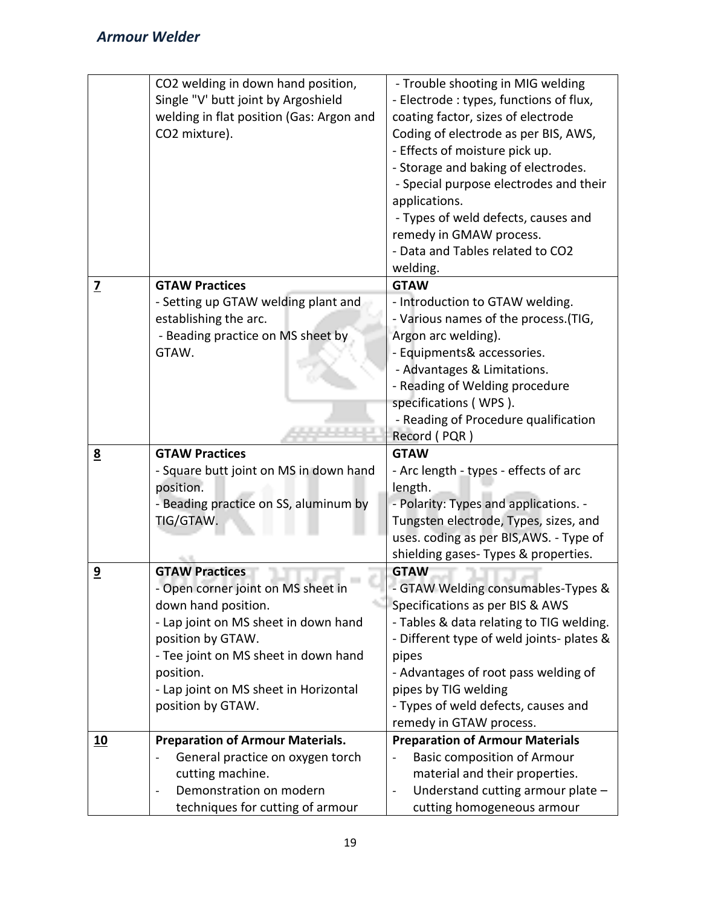| | | |
|---|---|---|
| | CO2 welding in down hand position, Single "V' butt joint by Argoshield welding in flat position (Gas: Argon and CO2 mixture). | - Trouble shooting in MIG welding<br>- Electrode : types, functions of flux, coating factor, sizes of electrode Coding of electrode as per BIS, AWS,<br>- Effects of moisture pick up.<br>- Storage and baking of electrodes.<br>- Special purpose electrodes and their applications.<br>- Types of weld defects, causes and remedy in GMAW process.<br>- Data and Tables related to CO2 welding. |
| **7** | **GTAW Practices**<br>- Setting up GTAW welding plant and establishing the arc.<br>- Beading practice on MS sheet by GTAW. | **GTAW**<br>- Introduction to GTAW welding.<br>- Various names of the process.(TIG, Argon arc welding).<br>- Equipments& accessories.<br>- Advantages & Limitations.<br>- Reading of Welding procedure specifications ( WPS ).<br>- Reading of Procedure qualification Record ( PQR ) |
| **8** | **GTAW Practices**<br>- Square butt joint on MS in down hand position.<br>- Beading practice on SS, aluminum by TIG/GTAW. | **GTAW**<br>- Arc length - types - effects of arc length.<br>- Polarity: Types and applications. - Tungsten electrode, Types, sizes, and uses. coding as per BIS,AWS. - Type of shielding gases- Types & properties. |
| **9** | **GTAW Practices**<br>- Open corner joint on MS sheet in down hand position.<br>- Lap joint on MS sheet in down hand position by GTAW.<br>- Tee joint on MS sheet in down hand position.<br>- Lap joint on MS sheet in Horizontal position by GTAW. | **GTAW**<br>- GTAW Welding consumables-Types & Specifications as per BIS & AWS<br>- Tables & data relating to TIG welding.<br>- Different type of weld joints- plates & pipes<br>- Advantages of root pass welding of pipes by TIG welding<br>- Types of weld defects, causes and remedy in GTAW process. |
| **10** | **Preparation of Armour Materials.**<br>- General practice on oxygen torch cutting machine.<br>- Demonstration on modern techniques for cutting of armour | **Preparation of Armour Materials**<br>- Basic composition of Armour material and their properties.<br>- Understand cutting armour plate – cutting homogeneous armour |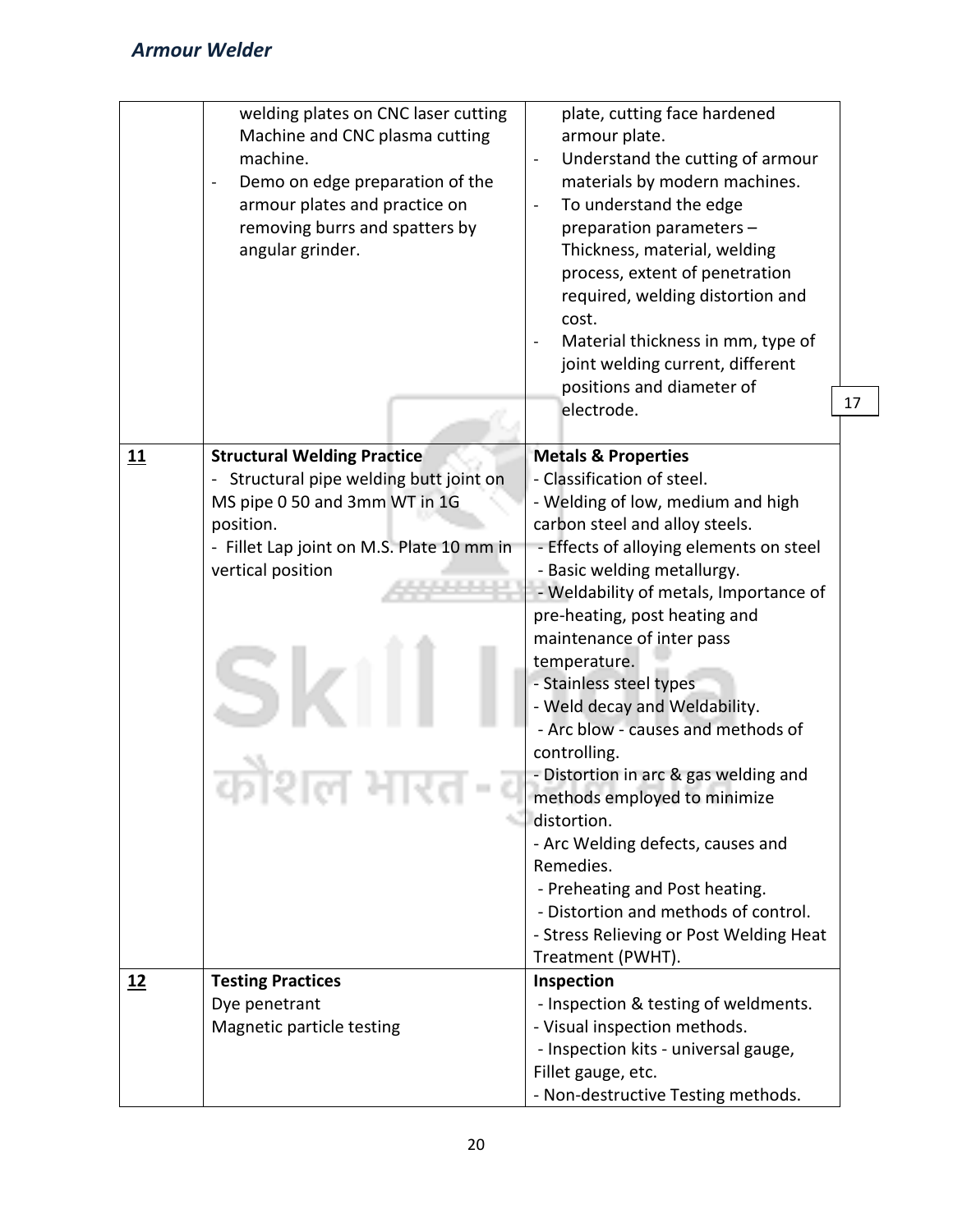| | | | |
|---|---|---|---|
| | welding plates on CNC laser cutting Machine and CNC plasma cutting machine.<br>- Demo on edge preparation of the armour plates and practice on removing burrs and spatters by angular grinder. | plate, cutting face hardened armour plate.<br>- Understand the cutting of armour materials by modern machines.<br>- To understand the edge preparation parameters – Thickness, material, welding process, extent of penetration required, welding distortion and cost.<br>- Material thickness in mm, type of joint welding current, different positions and diameter of electrode. | 17 |
| **11** | **Structural Welding Practice**<br>- Structural pipe welding butt joint on MS pipe 0 50 and 3mm WT in 1G position.<br>- Fillet Lap joint on M.S. Plate 10 mm in vertical position | **Metals & Properties**<br>- Classification of steel.<br>- Welding of low, medium and high carbon steel and alloy steels.<br>- Effects of alloying elements on steel<br>- Basic welding metallurgy.<br>- Weldability of metals, Importance of pre-heating, post heating and maintenance of inter pass temperature.<br>- Stainless steel types<br>- Weld decay and Weldability.<br>- Arc blow - causes and methods of controlling.<br>- Distortion in arc & gas welding and methods employed to minimize distortion.<br>- Arc Welding defects, causes and Remedies.<br>- Preheating and Post heating.<br>- Distortion and methods of control.<br>- Stress Relieving or Post Welding Heat Treatment (PWHT). | |
| **12** | **Testing Practices**<br>Dye penetrant<br>Magnetic particle testing | **Inspection**<br>- Inspection & testing of weldments.<br>- Visual inspection methods.<br>- Inspection kits - universal gauge, Fillet gauge, etc.<br>- Non-destructive Testing methods. | |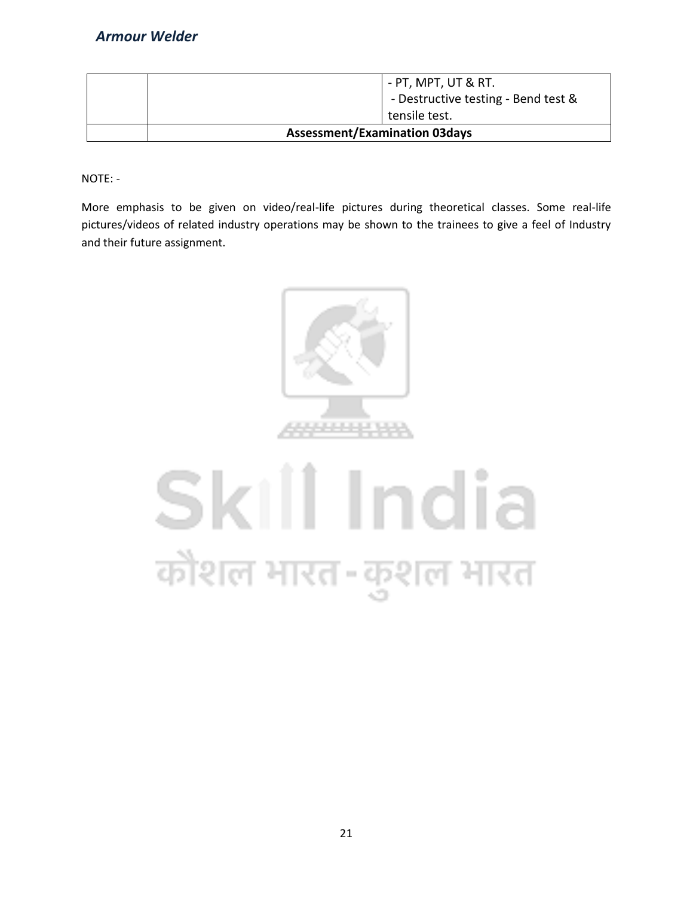|  |  | - PT, MPT, UT & RT.<br>- Destructive testing - Bend test & tensile test. |
|---|---|---|
|  | **Assessment/Examination 03days** |  |

NOTE: -

More emphasis to be given on video/real-life pictures during theoretical classes. Some real-life pictures/videos of related industry operations may be shown to the trainees to give a feel of Industry and their future assignment.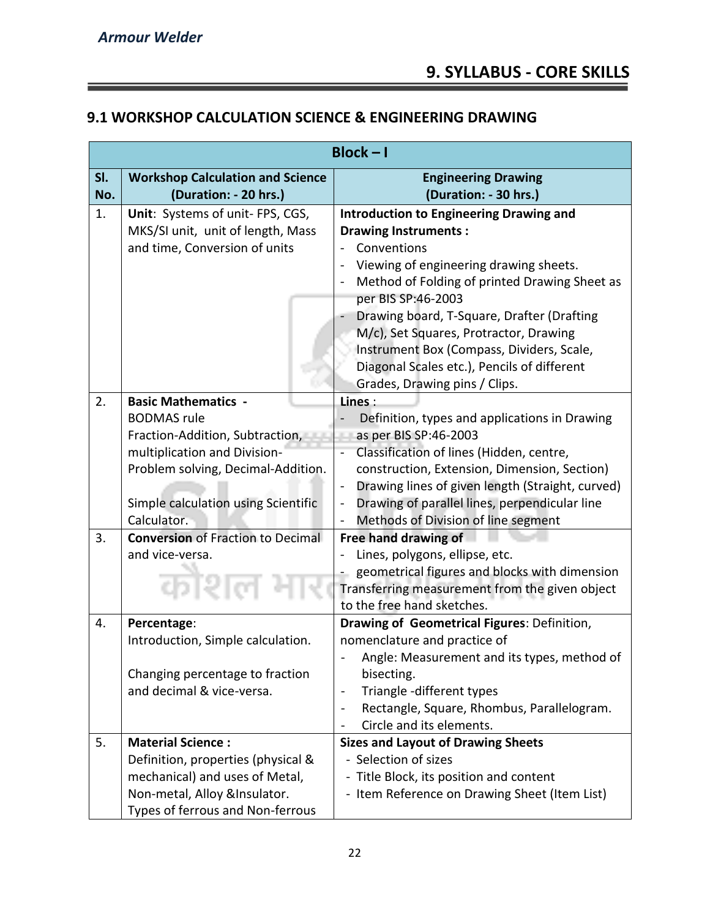# 9. SYLLABUS - CORE SKILLS

## 9.1 WORKSHOP CALCULATION SCIENCE & ENGINEERING DRAWING

| Block – I | | |
|---|---|---|
| **Sl. No.** | **Workshop Calculation and Science (Duration: - 20 hrs.)** | **Engineering Drawing (Duration: - 30 hrs.)** |
| 1. | **Unit**: Systems of unit- FPS, CGS, MKS/SI unit, unit of length, Mass and time, Conversion of units | **Introduction to Engineering Drawing and Drawing Instruments :**<br>- Conventions<br>- Viewing of engineering drawing sheets.<br>- Method of Folding of printed Drawing Sheet as per BIS SP:46-2003<br>- Drawing board, T-Square, Drafter (Drafting M/c), Set Squares, Protractor, Drawing Instrument Box (Compass, Dividers, Scale, Diagonal Scales etc.), Pencils of different Grades, Drawing pins / Clips. |
| 2. | **Basic Mathematics -**<br>BODMAS rule<br>Fraction-Addition, Subtraction, multiplication and Division-Problem solving, Decimal-Addition.<br><br>Simple calculation using Scientific Calculator. | **Lines** :<br>- Definition, types and applications in Drawing as per BIS SP:46-2003<br>- Classification of lines (Hidden, centre, construction, Extension, Dimension, Section)<br>- Drawing lines of given length (Straight, curved)<br>- Drawing of parallel lines, perpendicular line<br>- Methods of Division of line segment |
| 3. | **Conversion** of Fraction to Decimal and vice-versa. | **Free hand drawing of**<br>- Lines, polygons, ellipse, etc.<br>- geometrical figures and blocks with dimension<br>Transferring measurement from the given object to the free hand sketches. |
| 4. | **Percentage**:<br>Introduction, Simple calculation.<br><br>Changing percentage to fraction and decimal & vice-versa. | **Drawing of Geometrical Figures**: Definition, nomenclature and practice of<br>- Angle: Measurement and its types, method of bisecting.<br>- Triangle -different types<br>- Rectangle, Square, Rhombus, Parallelogram.<br>- Circle and its elements. |
| 5. | **Material Science :**<br>Definition, properties (physical & mechanical) and uses of Metal, Non-metal, Alloy &Insulator.<br>Types of ferrous and Non-ferrous | **Sizes and Layout of Drawing Sheets**<br>- Selection of sizes<br>- Title Block, its position and content<br>- Item Reference on Drawing Sheet (Item List) |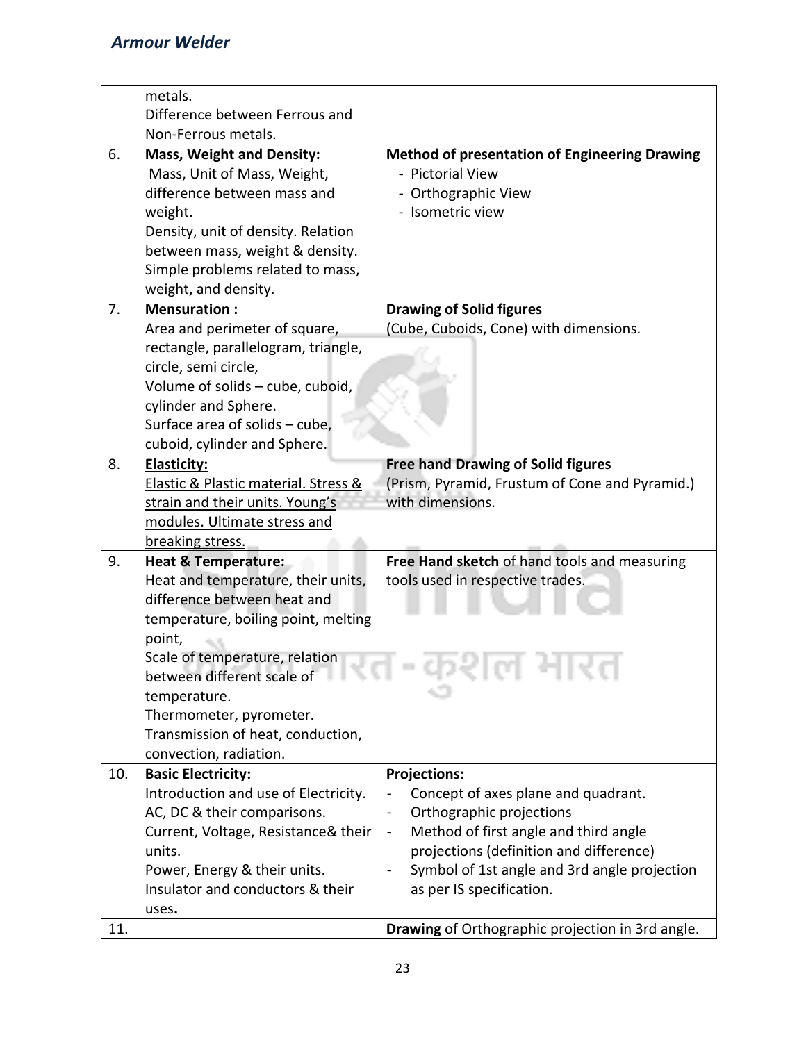| | | |
|---|---|---|
| | metals.<br>Difference between Ferrous and Non-Ferrous metals. | |
| 6. | **Mass, Weight and Density:**<br>Mass, Unit of Mass, Weight, difference between mass and weight.<br>Density, unit of density. Relation between mass, weight & density.<br>Simple problems related to mass, weight, and density. | **Method of presentation of Engineering Drawing**<br>- Pictorial View<br>- Orthographic View<br>- Isometric view |
| 7. | **Mensuration :**<br>Area and perimeter of square, rectangle, parallelogram, triangle, circle, semi circle,<br>Volume of solids – cube, cuboid, cylinder and Sphere.<br>Surface area of solids – cube, cuboid, cylinder and Sphere. | **Drawing of Solid figures**<br>(Cube, Cuboids, Cone) with dimensions. |
| 8. | **Elasticity:**<br>Elastic & Plastic material. Stress & strain and their units. Young's modules. Ultimate stress and breaking stress. | **Free hand Drawing of Solid figures**<br>(Prism, Pyramid, Frustum of Cone and Pyramid.) with dimensions. |
| 9. | **Heat & Temperature:**<br>Heat and temperature, their units, difference between heat and temperature, boiling point, melting point,<br>Scale of temperature, relation between different scale of temperature.<br>Thermometer, pyrometer.<br>Transmission of heat, conduction, convection, radiation. | **Free Hand sketch** of hand tools and measuring tools used in respective trades. |
| 10. | **Basic Electricity:**<br>Introduction and use of Electricity.<br>AC, DC & their comparisons.<br>Current, Voltage, Resistance& their units.<br>Power, Energy & their units.<br>Insulator and conductors & their uses. | **Projections:**<br>- Concept of axes plane and quadrant.<br>- Orthographic projections<br>- Method of first angle and third angle projections (definition and difference)<br>- Symbol of 1st angle and 3rd angle projection as per IS specification. |
| 11. | | **Drawing** of Orthographic projection in 3rd angle. |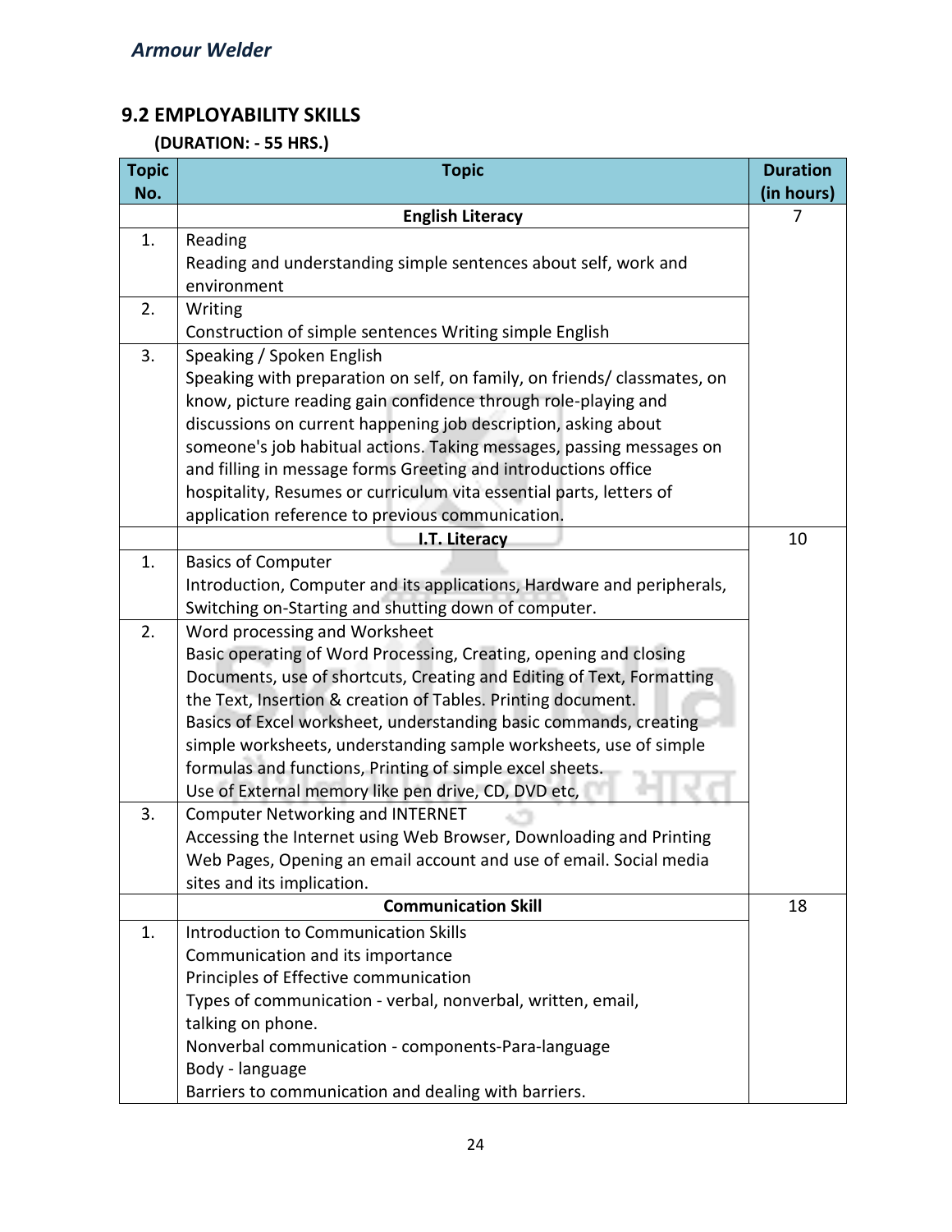## 9.2 EMPLOYABILITY SKILLS

**(DURATION: - 55 HRS.)**

| Topic No. | Topic | Duration (in hours) |
|---|---|---|
| | **English Literacy** | 7 |
| 1. | Reading<br>Reading and understanding simple sentences about self, work and environment | |
| 2. | Writing<br>Construction of simple sentences Writing simple English | |
| 3. | Speaking / Spoken English<br>Speaking with preparation on self, on family, on friends/ classmates, on know, picture reading gain confidence through role-playing and discussions on current happening job description, asking about someone's job habitual actions. Taking messages, passing messages on and filling in message forms Greeting and introductions office hospitality, Resumes or curriculum vita essential parts, letters of application reference to previous communication. | |
| | **I.T. Literacy** | 10 |
| 1. | Basics of Computer<br>Introduction, Computer and its applications, Hardware and peripherals, Switching on-Starting and shutting down of computer. | |
| 2. | Word processing and Worksheet<br>Basic operating of Word Processing, Creating, opening and closing Documents, use of shortcuts, Creating and Editing of Text, Formatting the Text, Insertion & creation of Tables. Printing document.<br>Basics of Excel worksheet, understanding basic commands, creating simple worksheets, understanding sample worksheets, use of simple formulas and functions, Printing of simple excel sheets.<br>Use of External memory like pen drive, CD, DVD etc, | |
| 3. | Computer Networking and INTERNET<br>Accessing the Internet using Web Browser, Downloading and Printing Web Pages, Opening an email account and use of email. Social media sites and its implication. | |
| | **Communication Skill** | 18 |
| 1. | Introduction to Communication Skills<br>Communication and its importance<br>Principles of Effective communication<br>Types of communication - verbal, nonverbal, written, email, talking on phone.<br>Nonverbal communication - components-Para-language<br>Body - language<br>Barriers to communication and dealing with barriers. | |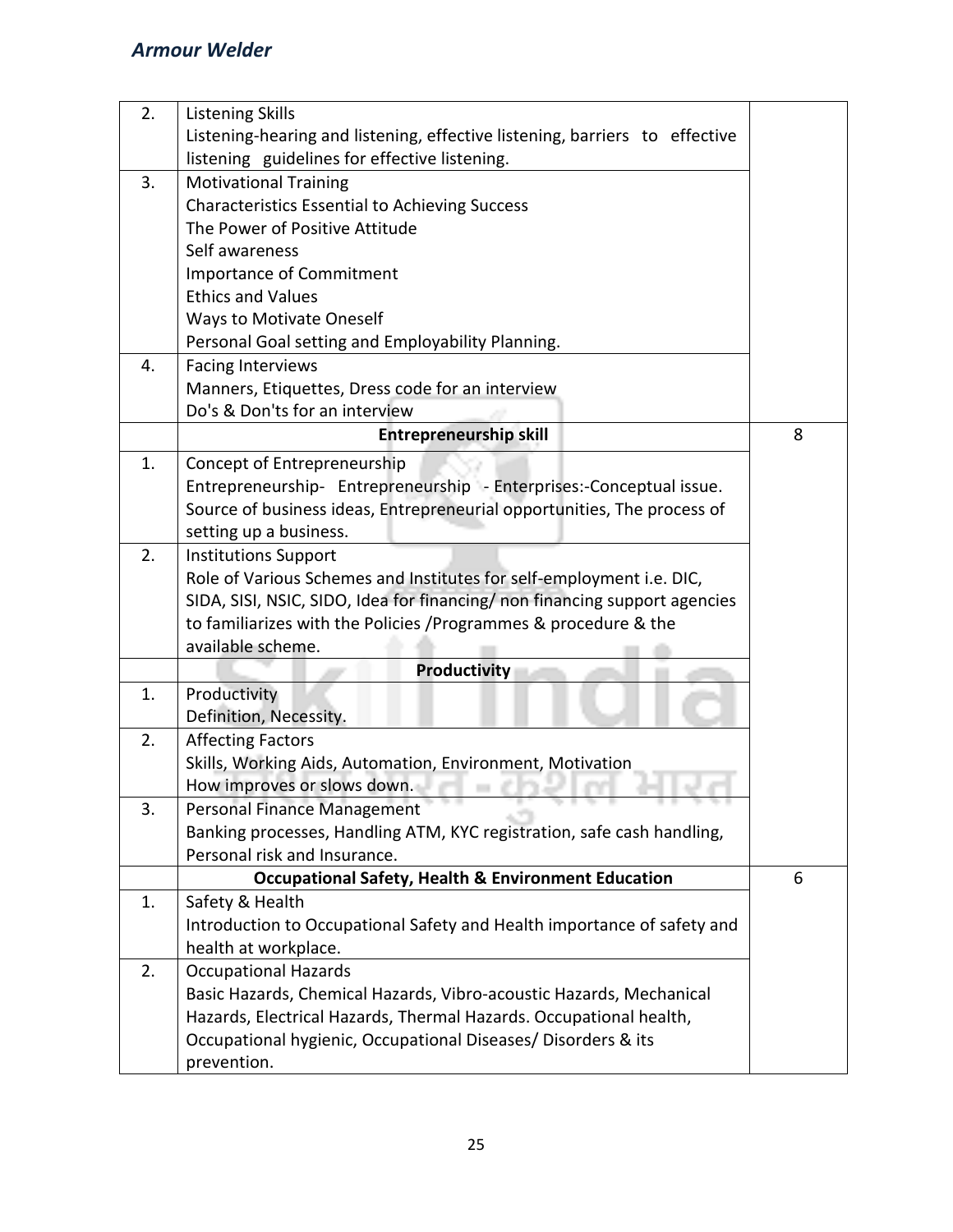| | | |
|---|---|---|
| 2. | Listening Skills<br>Listening-hearing and listening, effective listening, barriers to effective listening guidelines for effective listening. | |
| 3. | Motivational Training<br>Characteristics Essential to Achieving Success<br>The Power of Positive Attitude<br>Self awareness<br>Importance of Commitment<br>Ethics and Values<br>Ways to Motivate Oneself<br>Personal Goal setting and Employability Planning. | |
| 4. | Facing Interviews<br>Manners, Etiquettes, Dress code for an interview<br>Do's & Don'ts for an interview | |
| | **Entrepreneurship skill** | 8 |
| 1. | Concept of Entrepreneurship<br>Entrepreneurship- Entrepreneurship - Enterprises:-Conceptual issue. Source of business ideas, Entrepreneurial opportunities, The process of setting up a business. | |
| 2. | Institutions Support<br>Role of Various Schemes and Institutes for self-employment i.e. DIC, SIDA, SISI, NSIC, SIDO, Idea for financing/ non financing support agencies to familiarizes with the Policies /Programmes & procedure & the available scheme. | |
| | **Productivity** | |
| 1. | Productivity<br>Definition, Necessity. | |
| 2. | Affecting Factors<br>Skills, Working Aids, Automation, Environment, Motivation<br>How improves or slows down. | |
| 3. | Personal Finance Management<br>Banking processes, Handling ATM, KYC registration, safe cash handling, Personal risk and Insurance. | |
| | **Occupational Safety, Health & Environment Education** | 6 |
| 1. | Safety & Health<br>Introduction to Occupational Safety and Health importance of safety and health at workplace. | |
| 2. | Occupational Hazards<br>Basic Hazards, Chemical Hazards, Vibro-acoustic Hazards, Mechanical Hazards, Electrical Hazards, Thermal Hazards. Occupational health, Occupational hygienic, Occupational Diseases/ Disorders & its prevention. | |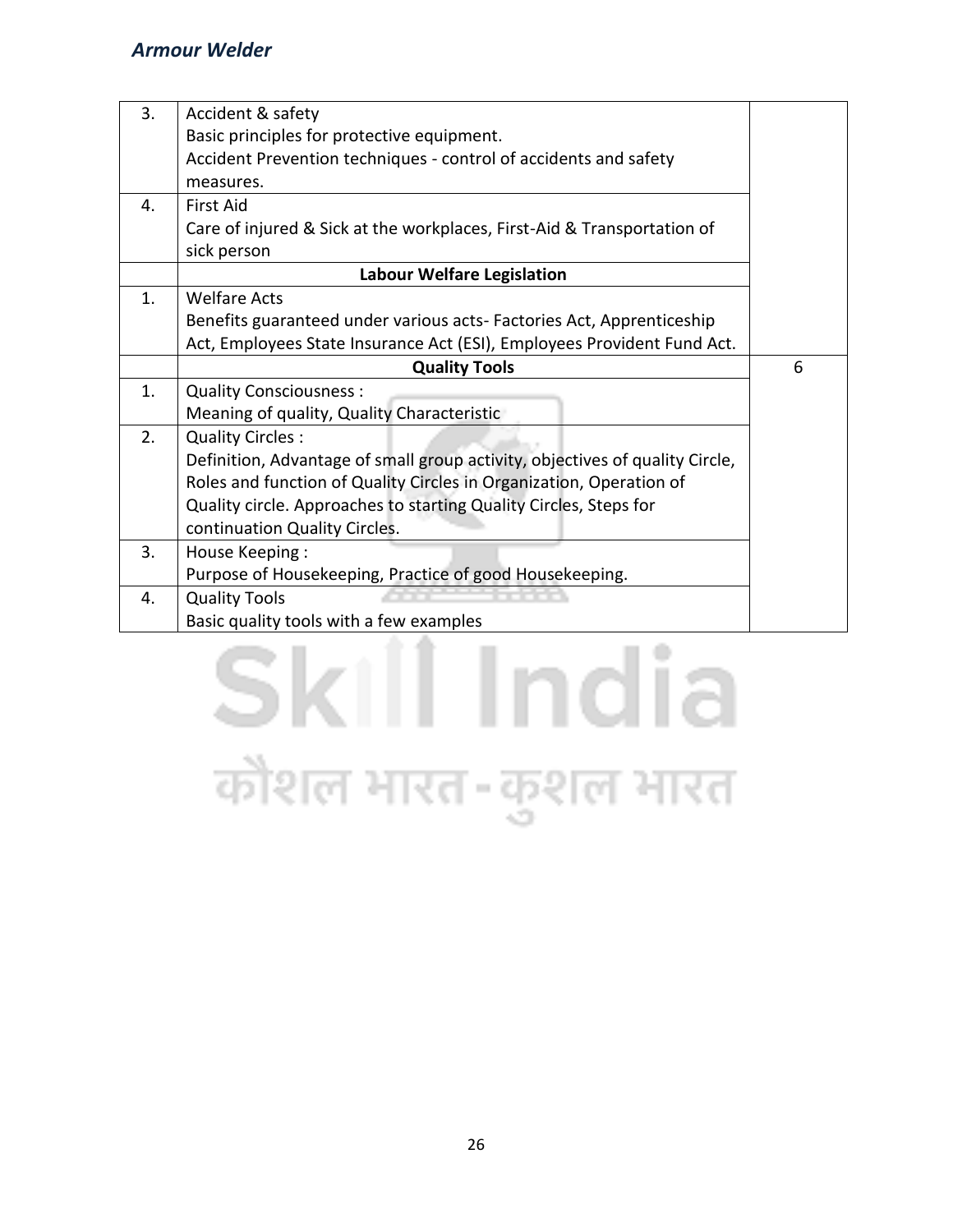| | | |
|---|---|---|
| 3. | Accident & safety<br>Basic principles for protective equipment.<br>Accident Prevention techniques - control of accidents and safety measures. | |
| 4. | First Aid<br>Care of injured & Sick at the workplaces, First-Aid & Transportation of sick person | |
| | **Labour Welfare Legislation** | |
| 1. | Welfare Acts<br>Benefits guaranteed under various acts- Factories Act, Apprenticeship Act, Employees State Insurance Act (ESI), Employees Provident Fund Act. | |
| | **Quality Tools** | 6 |
| 1. | Quality Consciousness :<br>Meaning of quality, Quality Characteristic | |
| 2. | Quality Circles :<br>Definition, Advantage of small group activity, objectives of quality Circle, Roles and function of Quality Circles in Organization, Operation of Quality circle. Approaches to starting Quality Circles, Steps for continuation Quality Circles. | |
| 3. | House Keeping :<br>Purpose of Housekeeping, Practice of good Housekeeping. | |
| 4. | Quality Tools<br>Basic quality tools with a few examples | |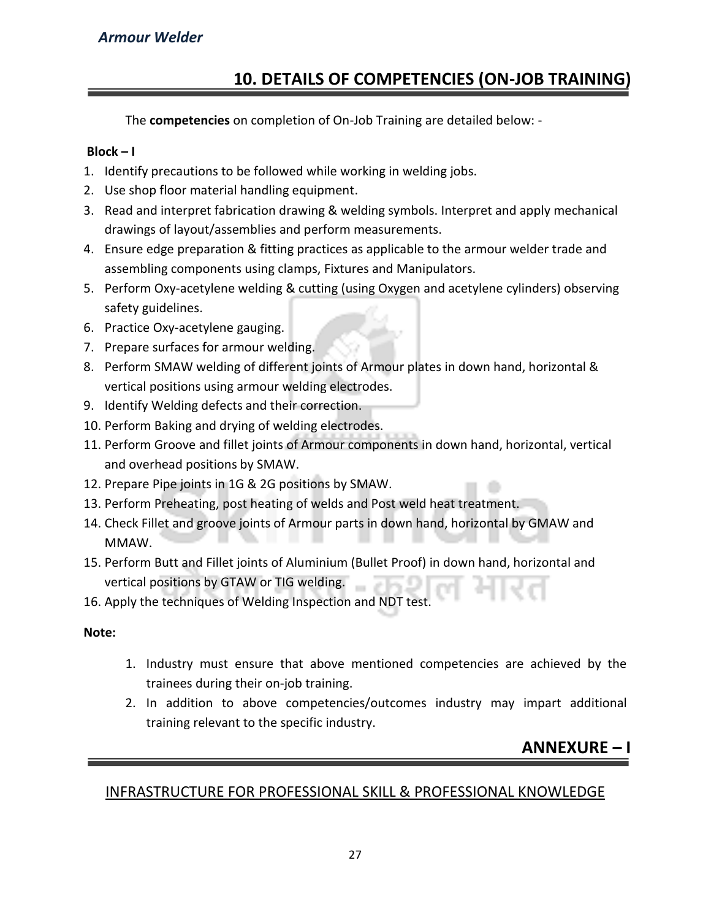## 10. DETAILS OF COMPETENCIES (ON-JOB TRAINING)

The **competencies** on completion of On-Job Training are detailed below: -

**Block – I**

1. Identify precautions to be followed while working in welding jobs.
2. Use shop floor material handling equipment.
3. Read and interpret fabrication drawing & welding symbols. Interpret and apply mechanical drawings of layout/assemblies and perform measurements.
4. Ensure edge preparation & fitting practices as applicable to the armour welder trade and assembling components using clamps, Fixtures and Manipulators.
5. Perform Oxy-acetylene welding & cutting (using Oxygen and acetylene cylinders) observing safety guidelines.
6. Practice Oxy-acetylene gauging.
7. Prepare surfaces for armour welding.
8. Perform SMAW welding of different joints of Armour plates in down hand, horizontal & vertical positions using armour welding electrodes.
9. Identify Welding defects and their correction.
10. Perform Baking and drying of welding electrodes.
11. Perform Groove and fillet joints of Armour components in down hand, horizontal, vertical and overhead positions by SMAW.
12. Prepare Pipe joints in 1G & 2G positions by SMAW.
13. Perform Preheating, post heating of welds and Post weld heat treatment.
14. Check Fillet and groove joints of Armour parts in down hand, horizontal by GMAW and MMAW.
15. Perform Butt and Fillet joints of Aluminium (Bullet Proof) in down hand, horizontal and vertical positions by GTAW or TIG welding.
16. Apply the techniques of Welding Inspection and NDT test.

**Note:**

1. Industry must ensure that above mentioned competencies are achieved by the trainees during their on-job training.
2. In addition to above competencies/outcomes industry may impart additional training relevant to the specific industry.

## ANNEXURE – I

INFRASTRUCTURE FOR PROFESSIONAL SKILL & PROFESSIONAL KNOWLEDGE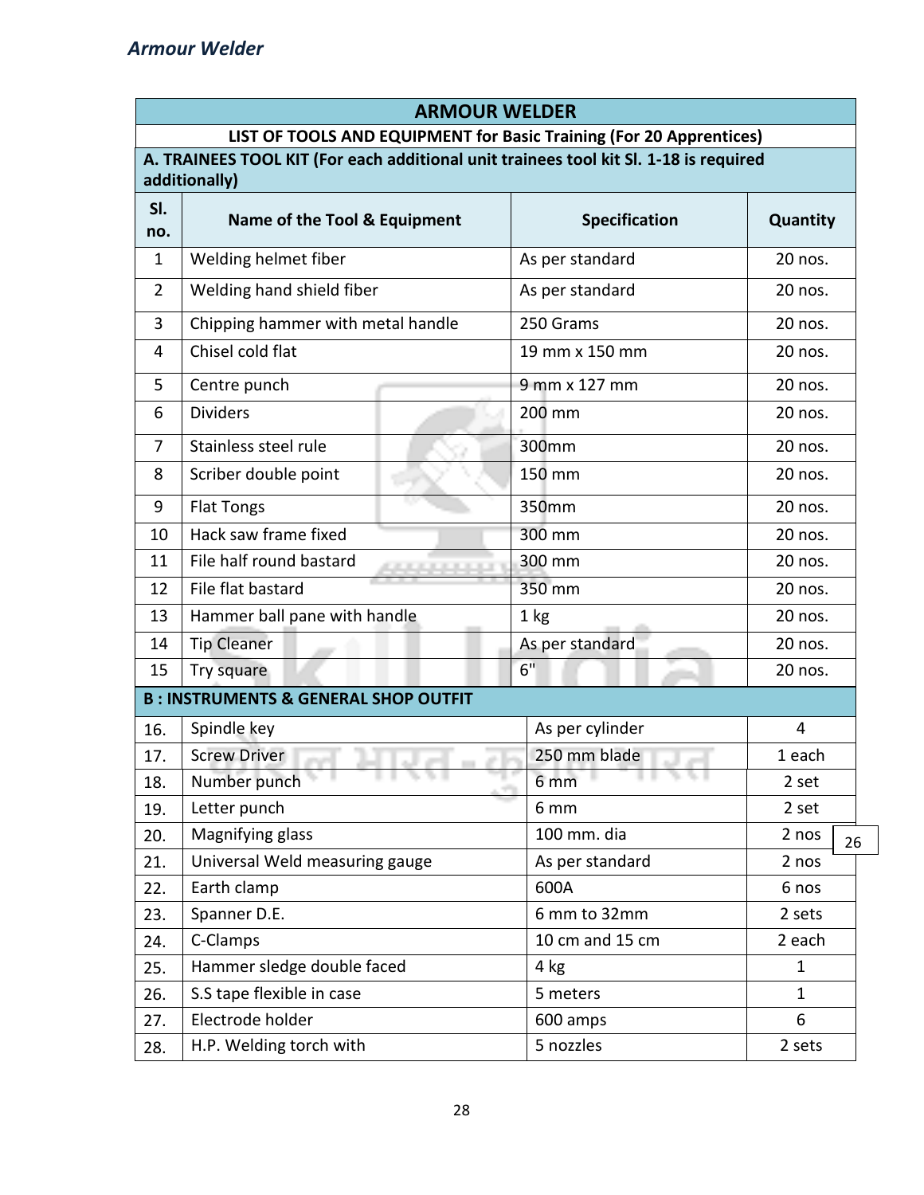| ARMOUR WELDER | | | |
|---|---|---|---|
| **LIST OF TOOLS AND EQUIPMENT for Basic Training (For 20 Apprentices)** | | | |
| **A. TRAINEES TOOL KIT (For each additional unit trainees tool kit Sl. 1-18 is required additionally)** | | | |
| **Sl. no.** | **Name of the Tool & Equipment** | **Specification** | **Quantity** |
| 1 | Welding helmet fiber | As per standard | 20 nos. |
| 2 | Welding hand shield fiber | As per standard | 20 nos. |
| 3 | Chipping hammer with metal handle | 250 Grams | 20 nos. |
| 4 | Chisel cold flat | 19 mm x 150 mm | 20 nos. |
| 5 | Centre punch | 9 mm x 127 mm | 20 nos. |
| 6 | Dividers | 200 mm | 20 nos. |
| 7 | Stainless steel rule | 300mm | 20 nos. |
| 8 | Scriber double point | 150 mm | 20 nos. |
| 9 | Flat Tongs | 350mm | 20 nos. |
| 10 | Hack saw frame fixed | 300 mm | 20 nos. |
| 11 | File half round bastard | 300 mm | 20 nos. |
| 12 | File flat bastard | 350 mm | 20 nos. |
| 13 | Hammer ball pane with handle | 1 kg | 20 nos. |
| 14 | Tip Cleaner | As per standard | 20 nos. |
| 15 | Try square | 6" | 20 nos. |
| **B : INSTRUMENTS & GENERAL SHOP OUTFIT** | | | |
| 16. | Spindle key | As per cylinder | 4 |
| 17. | Screw Driver | 250 mm blade | 1 each |
| 18. | Number punch | 6 mm | 2 set |
| 19. | Letter punch | 6 mm | 2 set |
| 20. | Magnifying glass | 100 mm. dia | 2 nos |
| 21. | Universal Weld measuring gauge | As per standard | 2 nos |
| 22. | Earth clamp | 600A | 6 nos |
| 23. | Spanner D.E. | 6 mm to 32mm | 2 sets |
| 24. | C-Clamps | 10 cm and 15 cm | 2 each |
| 25. | Hammer sledge double faced | 4 kg | 1 |
| 26. | S.S tape flexible in case | 5 meters | 1 |
| 27. | Electrode holder | 600 amps | 6 |
| 28. | H.P. Welding torch with | 5 nozzles | 2 sets |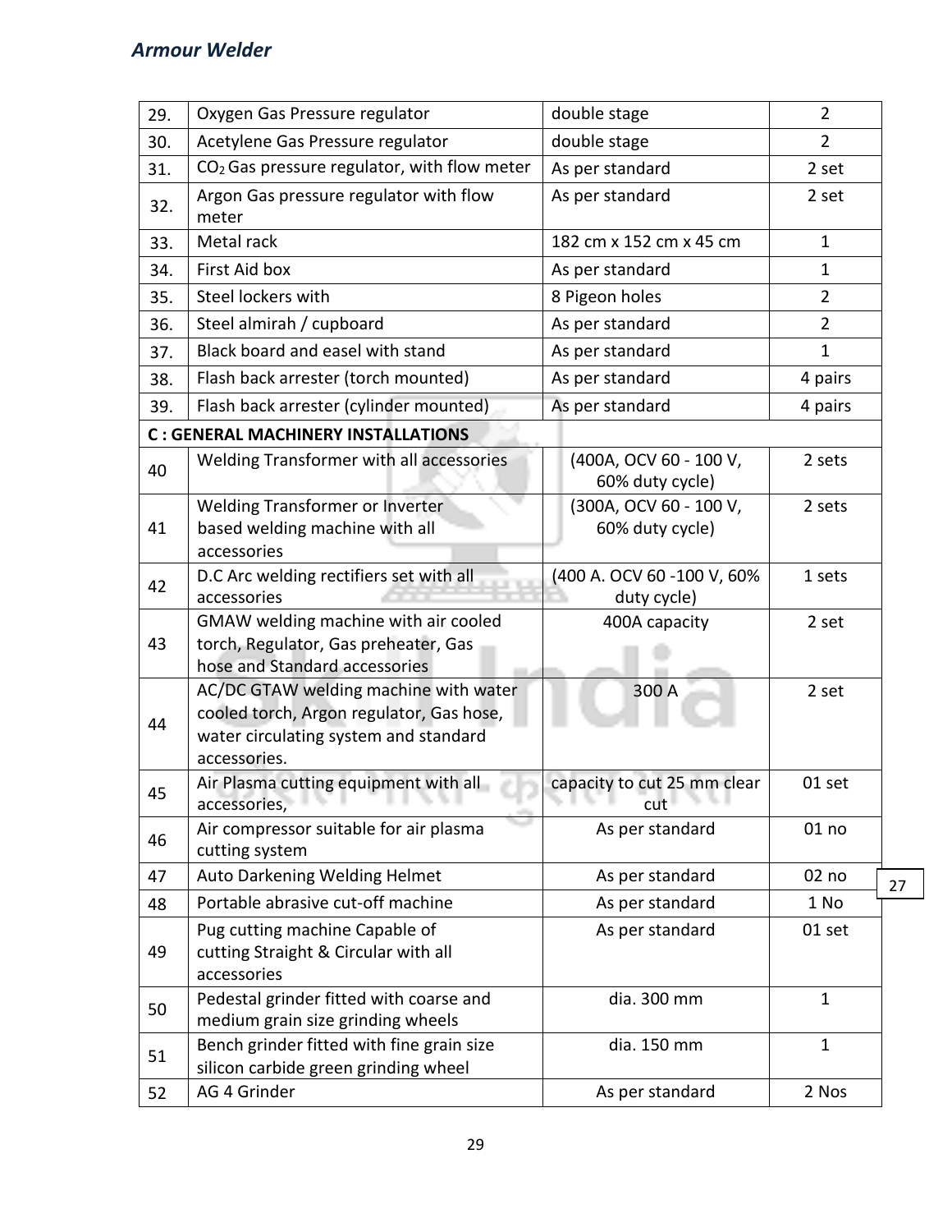| 29. | Oxygen Gas Pressure regulator | double stage | 2 |
|---|---|---|---|
| 30. | Acetylene Gas Pressure regulator | double stage | 2 |
| 31. | $CO_2$ Gas pressure regulator, with flow meter | As per standard | 2 set |
| 32. | Argon Gas pressure regulator with flow meter | As per standard | 2 set |
| 33. | Metal rack | 182 cm x 152 cm x 45 cm | 1 |
| 34. | First Aid box | As per standard | 1 |
| 35. | Steel lockers with | 8 Pigeon holes | 2 |
| 36. | Steel almirah / cupboard | As per standard | 2 |
| 37. | Black board and easel with stand | As per standard | 1 |
| 38. | Flash back arrester (torch mounted) | As per standard | 4 pairs |
| 39. | Flash back arrester (cylinder mounted) | As per standard | 4 pairs |
| **C : GENERAL MACHINERY INSTALLATIONS** | | | |
| 40 | Welding Transformer with all accessories | (400A, OCV 60 - 100 V, 60% duty cycle) | 2 sets |
| 41 | Welding Transformer or Inverter based welding machine with all accessories | (300A, OCV 60 - 100 V, 60% duty cycle) | 2 sets |
| 42 | D.C Arc welding rectifiers set with all accessories | (400 A. OCV 60 -100 V, 60% duty cycle) | 1 sets |
| 43 | GMAW welding machine with air cooled torch, Regulator, Gas preheater, Gas hose and Standard accessories | 400A capacity | 2 set |
| 44 | AC/DC GTAW welding machine with water cooled torch, Argon regulator, Gas hose, water circulating system and standard accessories. | 300 A | 2 set |
| 45 | Air Plasma cutting equipment with all accessories, | capacity to cut 25 mm clear cut | 01 set |
| 46 | Air compressor suitable for air plasma cutting system | As per standard | 01 no |
| 47 | Auto Darkening Welding Helmet | As per standard | 02 no |
| 48 | Portable abrasive cut-off machine | As per standard | 1 No |
| 49 | Pug cutting machine Capable of cutting Straight & Circular with all accessories | As per standard | 01 set |
| 50 | Pedestal grinder fitted with coarse and medium grain size grinding wheels | dia. 300 mm | 1 |
| 51 | Bench grinder fitted with fine grain size silicon carbide green grinding wheel | dia. 150 mm | 1 |
| 52 | AG 4 Grinder | As per standard | 2 Nos |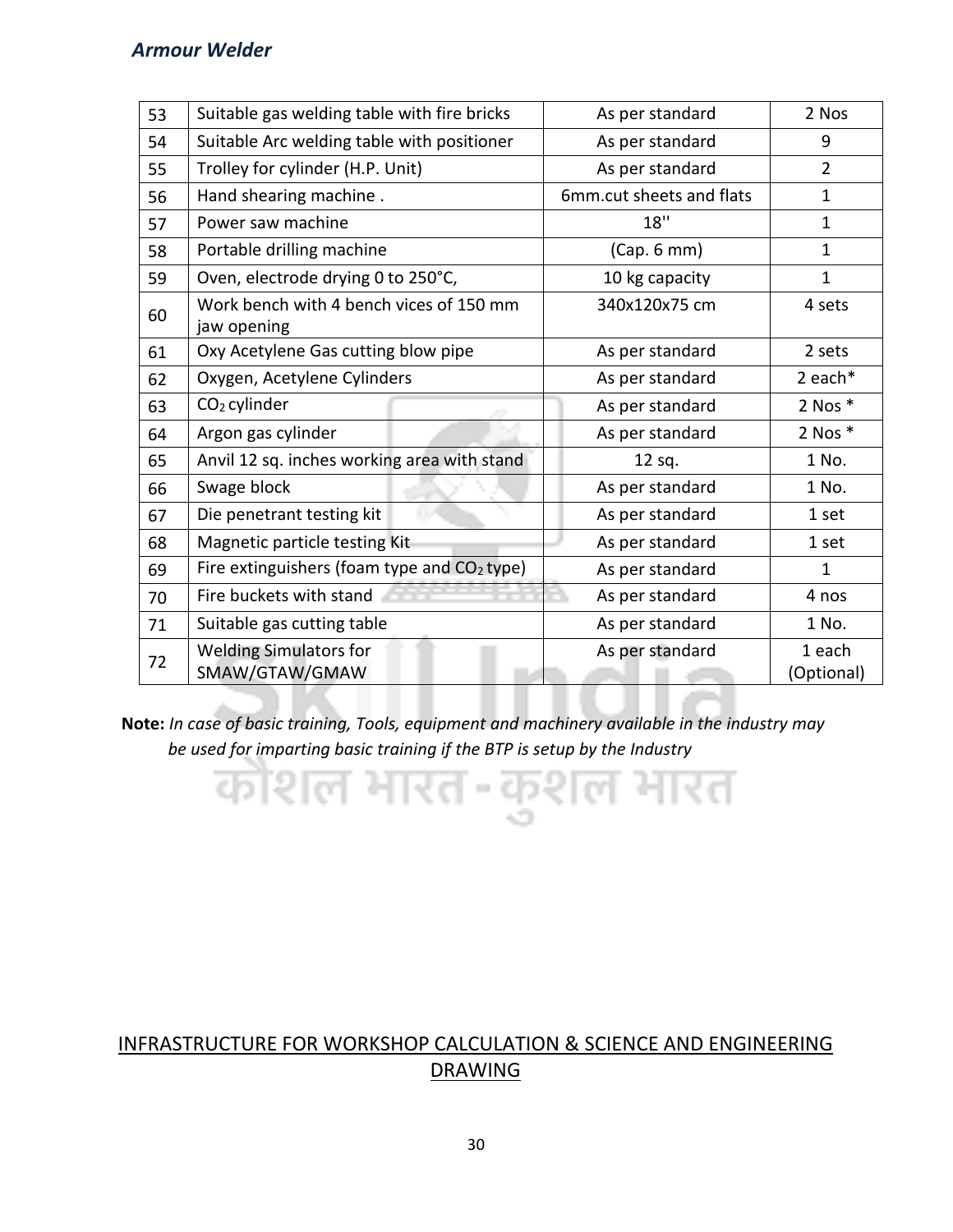| 53 | Suitable gas welding table with fire bricks | As per standard | 2 Nos |
|---|---|---|---|
| 54 | Suitable Arc welding table with positioner | As per standard | 9 |
| 55 | Trolley for cylinder (H.P. Unit) | As per standard | 2 |
| 56 | Hand shearing machine . | 6mm.cut sheets and flats | 1 |
| 57 | Power saw machine | 18'' | 1 |
| 58 | Portable drilling machine | (Cap. 6 mm) | 1 |
| 59 | Oven, electrode drying 0 to 250°C, | 10 kg capacity | 1 |
| 60 | Work bench with 4 bench vices of 150 mm jaw opening | 340x120x75 cm | 4 sets |
| 61 | Oxy Acetylene Gas cutting blow pipe | As per standard | 2 sets |
| 62 | Oxygen, Acetylene Cylinders | As per standard | 2 each* |
| 63 | $CO_2$ cylinder | As per standard | 2 Nos * |
| 64 | Argon gas cylinder | As per standard | 2 Nos * |
| 65 | Anvil 12 sq. inches working area with stand | 12 sq. | 1 No. |
| 66 | Swage block | As per standard | 1 No. |
| 67 | Die penetrant testing kit | As per standard | 1 set |
| 68 | Magnetic particle testing Kit | As per standard | 1 set |
| 69 | Fire extinguishers (foam type and $CO_2$ type) | As per standard | 1 |
| 70 | Fire buckets with stand | As per standard | 4 nos |
| 71 | Suitable gas cutting table | As per standard | 1 No. |
| 72 | Welding Simulators for SMAW/GTAW/GMAW | As per standard | 1 each (Optional) |

**Note:** *In case of basic training, Tools, equipment and machinery available in the industry may be used for imparting basic training if the BTP is setup by the Industry*

INFRASTRUCTURE FOR WORKSHOP CALCULATION & SCIENCE AND ENGINEERING DRAWING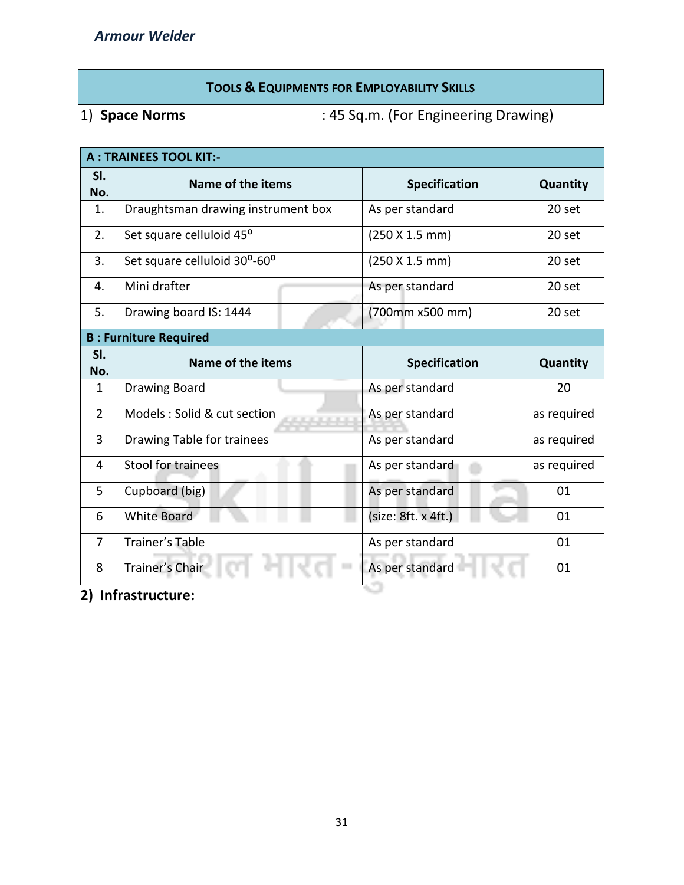## TOOLS & EQUIPMENTS FOR EMPLOYABILITY SKILLS

1) **Space Norms** : 45 Sq.m. (For Engineering Drawing)

| **A : TRAINEES TOOL KIT:-** | | | |
|---|---|---|---|
| **Sl. No.** | **Name of the items** | **Specification** | **Quantity** |
| 1. | Draughtsman drawing instrument box | As per standard | 20 set |
| 2. | Set square celluloid 45$^{o}$ | (250 X 1.5 mm) | 20 set |
| 3. | Set square celluloid 30$^{o}$-60$^{o}$ | (250 X 1.5 mm) | 20 set |
| 4. | Mini drafter | As per standard | 20 set |
| 5. | Drawing board IS: 1444 | (700mm x500 mm) | 20 set |
| **B : Furniture Required** | | | |
| **Sl. No.** | **Name of the items** | **Specification** | **Quantity** |
| 1 | Drawing Board | As per standard | 20 |
| 2 | Models : Solid & cut section | As per standard | as required |
| 3 | Drawing Table for trainees | As per standard | as required |
| 4 | Stool for trainees | As per standard | as required |
| 5 | Cupboard (big) | As per standard | 01 |
| 6 | White Board | (size: 8ft. x 4ft.) | 01 |
| 7 | Trainer's Table | As per standard | 01 |
| 8 | Trainer's Chair | As per standard | 01 |

2) **Infrastructure:**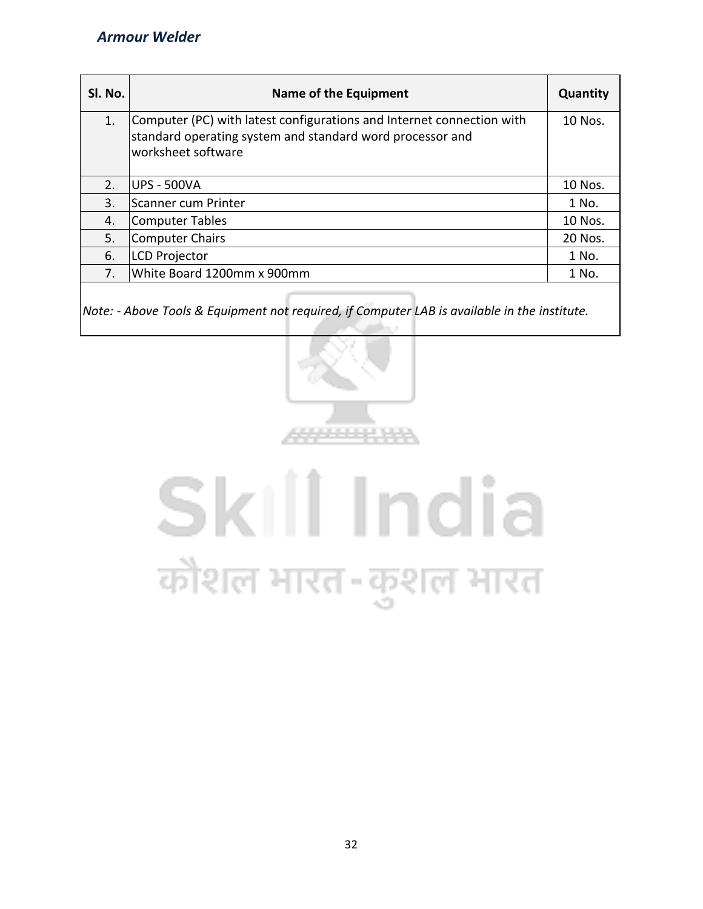| Sl. No. | Name of the Equipment | Quantity |
|---|---|---|
| 1. | Computer (PC) with latest configurations and Internet connection with standard operating system and standard word processor and worksheet software | 10 Nos. |
| 2. | UPS - 500VA | 10 Nos. |
| 3. | Scanner cum Printer | 1 No. |
| 4. | Computer Tables | 10 Nos. |
| 5. | Computer Chairs | 20 Nos. |
| 6. | LCD Projector | 1 No. |
| 7. | White Board 1200mm x 900mm | 1 No. |
| *Note: - Above Tools & Equipment not required, if Computer LAB is available in the institute.* | | |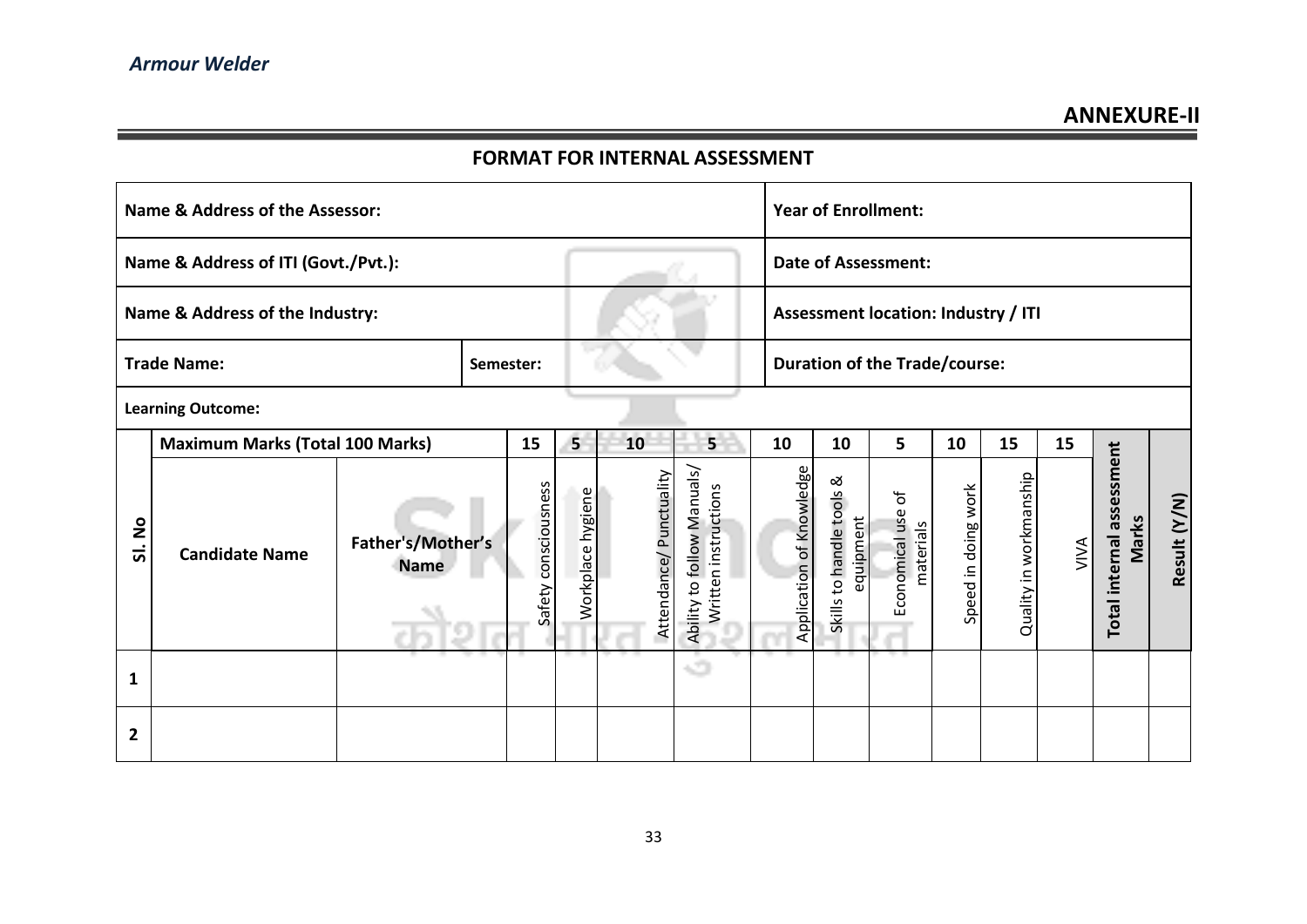## ANNEXURE-II

### FORMAT FOR INTERNAL ASSESSMENT

| Name & Address of the Assessor: | Year of Enrollment: |
|---|---|
| Name & Address of ITI (Govt./Pvt.): | Date of Assessment: |
| Name & Address of the Industry: | Assessment location: Industry / ITI |
| Trade Name: Semester: | Duration of the Trade/course: |
| Learning Outcome: | |

| Sl. No | Maximum Marks (Total 100 Marks) | | 15 | 5 | 10 | 5 | 10 | 10 | 5 | 10 | 15 | 15 | | |
|---|---|---|---|---|---|---|---|---|---|---|---|---|---|---|
| | Candidate Name | Father's/Mother's Name | Safety consciousness | Workplace hygiene | Attendance/ Punctuality | Ability to follow Manuals/ Written instructions | Application of Knowledge | Skills to handle tools & equipment | Economical use of materials | Speed in doing work | Quality in workmanship | VIVA | Total internal assessment Marks | Result (Y/N) |
| 1 | | | | | | | | | | | | | | |
| 2 | | | | | | | | | | | | | | |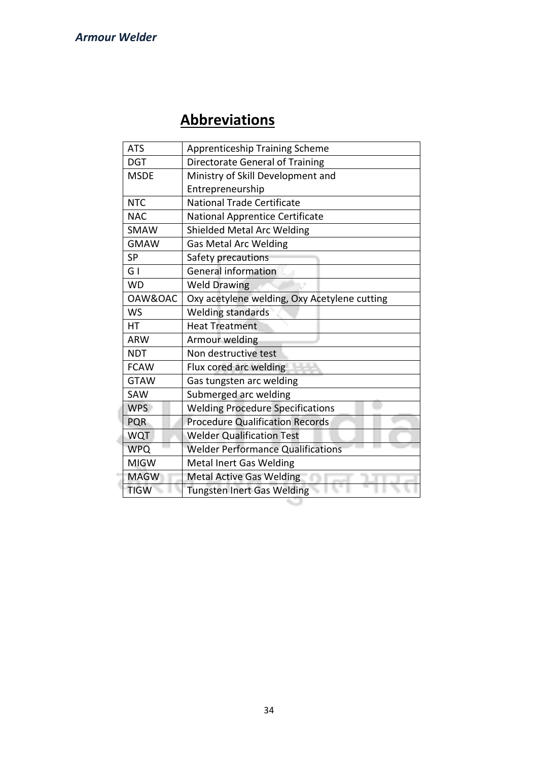# Abbreviations

| | |
|---|---|
| ATS | Apprenticeship Training Scheme |
| DGT | Directorate General of Training |
| MSDE | Ministry of Skill Development and Entrepreneurship |
| NTC | National Trade Certificate |
| NAC | National Apprentice Certificate |
| SMAW | Shielded Metal Arc Welding |
| GMAW | Gas Metal Arc Welding |
| SP | Safety precautions |
| G I | General information |
| WD | Weld Drawing |
| OAW&OAC | Oxy acetylene welding, Oxy Acetylene cutting |
| WS | Welding standards |
| HT | Heat Treatment |
| ARW | Armour welding |
| NDT | Non destructive test |
| FCAW | Flux cored arc welding |
| GTAW | Gas tungsten arc welding |
| SAW | Submerged arc welding |
| WPS | Welding Procedure Specifications |
| PQR | Procedure Qualification Records |
| WQT | Welder Qualification Test |
| WPQ | Welder Performance Qualifications |
| MIGW | Metal Inert Gas Welding |
| MAGW | Metal Active Gas Welding |
| TIGW | Tungsten Inert Gas Welding |